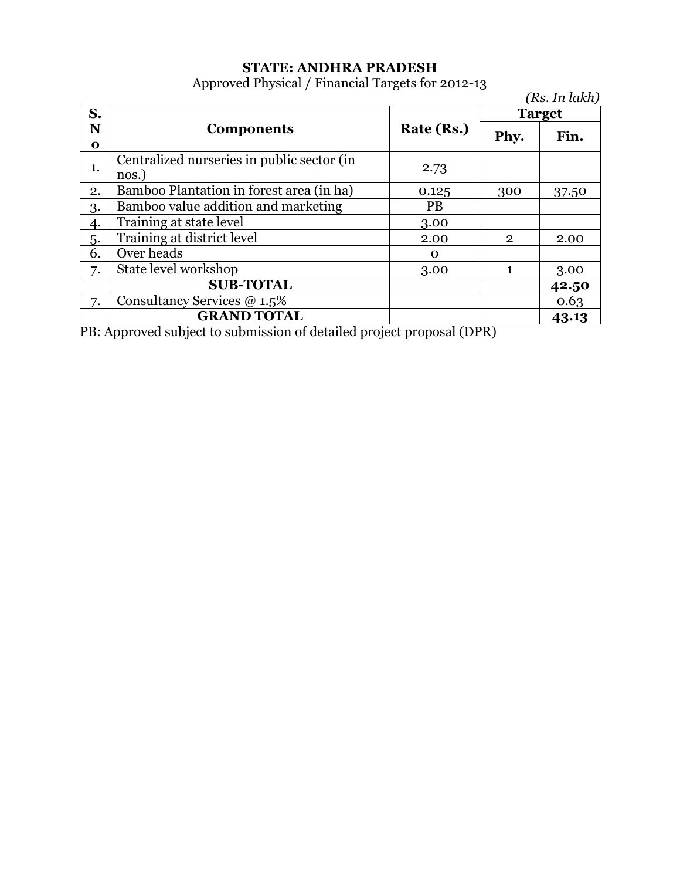# STATE: ANDHRA PRADESH

Approved Physical / Financial Targets for 2012-13

*(Rs. In lakh)*

| S. No | Components | Rate (Rs.) | Target | |
|---|---|---|---|---|
| | | | **Phy.** | **Fin.** |
| 1. | Centralized nurseries in public sector (in nos.) | 2.73 | | |
| 2. | Bamboo Plantation in forest area (in ha) | 0.125 | 300 | 37.50 |
| 3. | Bamboo value addition and marketing | PB | | |
| 4. | Training at state level | 3.00 | | |
| 5. | Training at district level | 2.00 | 2 | 2.00 |
| 6. | Over heads | 0 | | |
| 7. | State level workshop | 3.00 | 1 | 3.00 |
| | **SUB-TOTAL** | | | **42.50** |
| 7. | Consultancy Services @ 1.5% | | | 0.63 |
| | **GRAND TOTAL** | | | **43.13** |

PB: Approved subject to submission of detailed project proposal (DPR)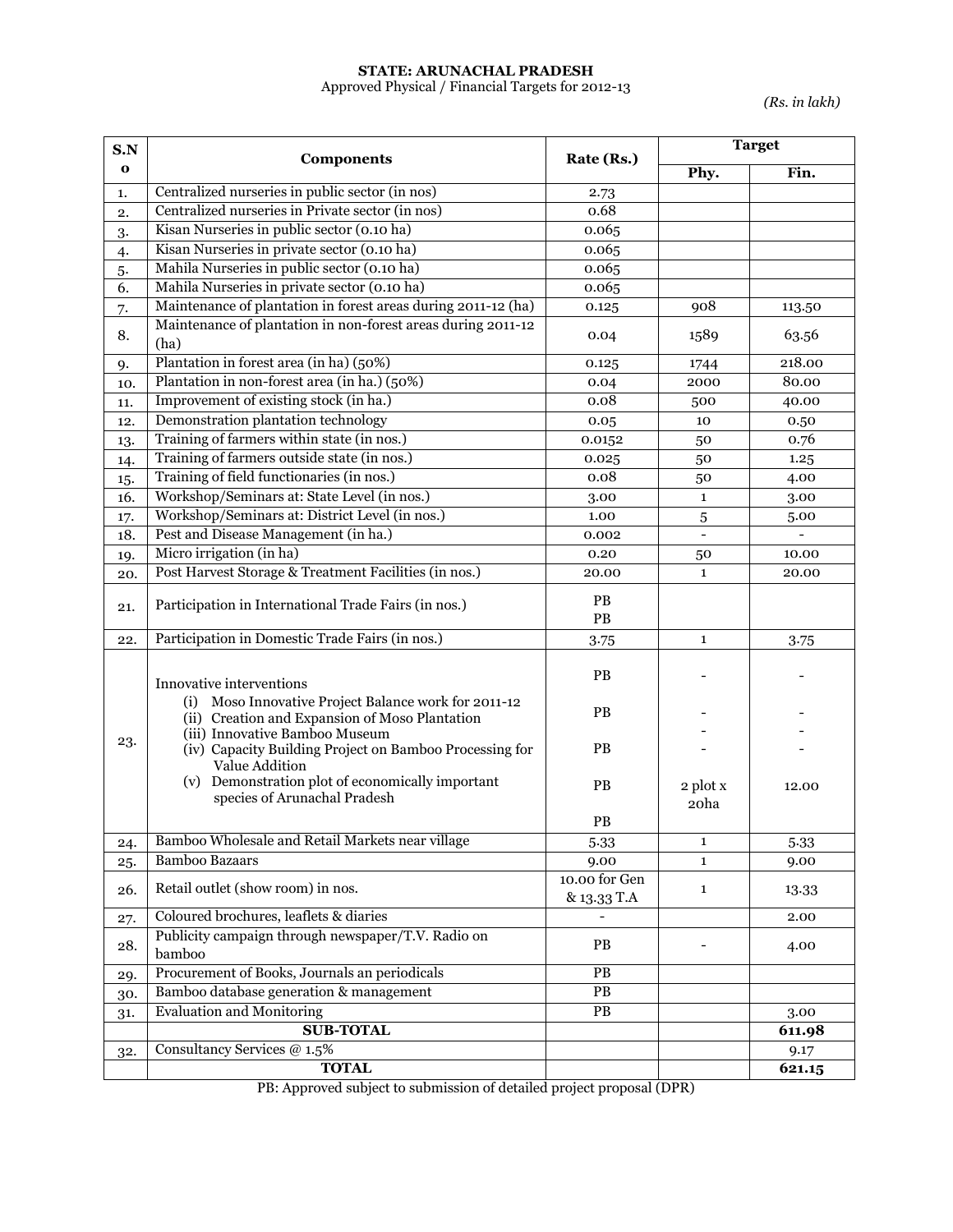**STATE: ARUNACHAL PRADESH**

Approved Physical / Financial Targets for 2012-13

*(Rs. in lakh)*

| S.No | Components | Rate (Rs.) | Target | |
|---|---|---|---|---|
| | | | Phy. | Fin. |
| 1. | Centralized nurseries in public sector (in nos) | 2.73 | | |
| 2. | Centralized nurseries in Private sector (in nos) | 0.68 | | |
| 3. | Kisan Nurseries in public sector (0.10 ha) | 0.065 | | |
| 4. | Kisan Nurseries in private sector (0.10 ha) | 0.065 | | |
| 5. | Mahila Nurseries in public sector (0.10 ha) | 0.065 | | |
| 6. | Mahila Nurseries in private sector (0.10 ha) | 0.065 | | |
| 7. | Maintenance of plantation in forest areas during 2011-12 (ha) | 0.125 | 908 | 113.50 |
| 8. | Maintenance of plantation in non-forest areas during 2011-12 (ha) | 0.04 | 1589 | 63.56 |
| 9. | Plantation in forest area (in ha) (50%) | 0.125 | 1744 | 218.00 |
| 10. | Plantation in non-forest area (in ha.) (50%) | 0.04 | 2000 | 80.00 |
| 11. | Improvement of existing stock (in ha.) | 0.08 | 500 | 40.00 |
| 12. | Demonstration plantation technology | 0.05 | 10 | 0.50 |
| 13. | Training of farmers within state (in nos.) | 0.0152 | 50 | 0.76 |
| 14. | Training of farmers outside state (in nos.) | 0.025 | 50 | 1.25 |
| 15. | Training of field functionaries (in nos.) | 0.08 | 50 | 4.00 |
| 16. | Workshop/Seminars at: State Level (in nos.) | 3.00 | 1 | 3.00 |
| 17. | Workshop/Seminars at: District Level (in nos.) | 1.00 | 5 | 5.00 |
| 18. | Pest and Disease Management (in ha.) | 0.002 | - | - |
| 19. | Micro irrigation (in ha) | 0.20 | 50 | 10.00 |
| 20. | Post Harvest Storage & Treatment Facilities (in nos.) | 20.00 | 1 | 20.00 |
| 21. | Participation in International Trade Fairs (in nos.) | PB PB | | |
| 22. | Participation in Domestic Trade Fairs (in nos.) | 3.75 | 1 | 3.75 |
| 23. | Innovative interventions (i) Moso Innovative Project Balance work for 2011-12 (ii) Creation and Expansion of Moso Plantation (iii) Innovative Bamboo Museum (iv) Capacity Building Project on Bamboo Processing for Value Addition (v) Demonstration plot of economically important species of Arunachal Pradesh | PB PB PB PB PB | - - - - 2 plot x 20ha | - - - - 12.00 |
| 24. | Bamboo Wholesale and Retail Markets near village | 5.33 | 1 | 5.33 |
| 25. | Bamboo Bazaars | 9.00 | 1 | 9.00 |
| 26. | Retail outlet (show room) in nos. | 10.00 for Gen & 13.33 T.A | 1 | 13.33 |
| 27. | Coloured brochures, leaflets & diaries | - | | 2.00 |
| 28. | Publicity campaign through newspaper/T.V. Radio on bamboo | PB | - | 4.00 |
| 29. | Procurement of Books, Journals an periodicals | PB | | |
| 30. | Bamboo database generation & management | PB | | |
| 31. | Evaluation and Monitoring | PB | | 3.00 |
| | **SUB-TOTAL** | | | **611.98** |
| 32. | Consultancy Services @ 1.5% | | | 9.17 |
| | **TOTAL** | | | **621.15** |

PB: Approved subject to submission of detailed project proposal (DPR)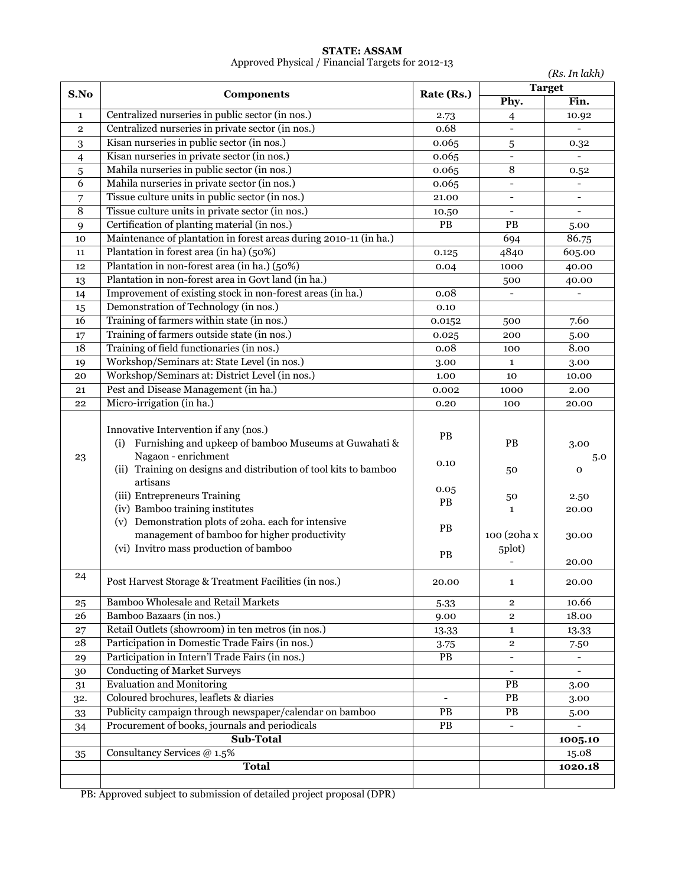**STATE: ASSAM**

Approved Physical / Financial Targets for 2012-13

*(Rs. In lakh)*

| S.No | Components | Rate (Rs.) | Target | |
|---|---|---|---|---|
| | | | Phy. | Fin. |
| 1 | Centralized nurseries in public sector (in nos.) | 2.73 | 4 | 10.92 |
| 2 | Centralized nurseries in private sector (in nos.) | 0.68 | - | - |
| 3 | Kisan nurseries in public sector (in nos.) | 0.065 | 5 | 0.32 |
| 4 | Kisan nurseries in private sector (in nos.) | 0.065 | - | - |
| 5 | Mahila nurseries in public sector (in nos.) | 0.065 | 8 | 0.52 |
| 6 | Mahila nurseries in private sector (in nos.) | 0.065 | - | - |
| 7 | Tissue culture units in public sector (in nos.) | 21.00 | - | - |
| 8 | Tissue culture units in private sector (in nos.) | 10.50 | - | - |
| 9 | Certification of planting material (in nos.) | PB | PB | 5.00 |
| 10 | Maintenance of plantation in forest areas during 2010-11 (in ha.) | | 694 | 86.75 |
| 11 | Plantation in forest area (in ha) (50%) | 0.125 | 4840 | 605.00 |
| 12 | Plantation in non-forest area (in ha.) (50%) | 0.04 | 1000 | 40.00 |
| 13 | Plantation in non-forest area in Govt land (in ha.) | | 500 | 40.00 |
| 14 | Improvement of existing stock in non-forest areas (in ha.) | 0.08 | - | - |
| 15 | Demonstration of Technology (in nos.) | 0.10 | | |
| 16 | Training of farmers within state (in nos.) | 0.0152 | 500 | 7.60 |
| 17 | Training of farmers outside state (in nos.) | 0.025 | 200 | 5.00 |
| 18 | Training of field functionaries (in nos.) | 0.08 | 100 | 8.00 |
| 19 | Workshop/Seminars at: State Level (in nos.) | 3.00 | 1 | 3.00 |
| 20 | Workshop/Seminars at: District Level (in nos.) | 1.00 | 10 | 10.00 |
| 21 | Pest and Disease Management (in ha.) | 0.002 | 1000 | 2.00 |
| 22 | Micro-irrigation (in ha.) | 0.20 | 100 | 20.00 |
| 23 | Innovative Intervention if any (nos.) | | | |
| | (i) Furnishing and upkeep of bamboo Museums at Guwahati & Nagaon - enrichment | PB | PB | 3.00 |
| | (ii) Training on designs and distribution of tool kits to bamboo artisans | 0.10 | 50 | 5.00 |
| | (iii) Entrepreneurs Training | 0.05 | 50 | 2.50 |
| | (iv) Bamboo training institutes | PB | 1 | 20.00 |
| | (v) Demonstration plots of 20ha. each for intensive management of bamboo for higher productivity | PB | 100 (20ha x 5plot) | 30.00 |
| | (vi) Invitro mass production of bamboo | PB | - | 20.00 |
| 24 | Post Harvest Storage & Treatment Facilities (in nos.) | 20.00 | 1 | 20.00 |
| 25 | Bamboo Wholesale and Retail Markets | 5.33 | 2 | 10.66 |
| 26 | Bamboo Bazaars (in nos.) | 9.00 | 2 | 18.00 |
| 27 | Retail Outlets (showroom) in ten metros (in nos.) | 13.33 | 1 | 13.33 |
| 28 | Participation in Domestic Trade Fairs (in nos.) | 3.75 | 2 | 7.50 |
| 29 | Participation in Intern'l Trade Fairs (in nos.) | PB | - | - |
| 30 | Conducting of Market Surveys | | - | - |
| 31 | Evaluation and Monitoring | | PB | 3.00 |
| 32. | Coloured brochures, leaflets & diaries | - | PB | 3.00 |
| 33 | Publicity campaign through newspaper/calendar on bamboo | PB | PB | 5.00 |
| 34 | Procurement of books, journals and periodicals | PB | - | - |
| | **Sub-Total** | | | **1005.10** |
| 35 | Consultancy Services @ 1.5% | | | 15.08 |
| | **Total** | | | **1020.18** |

PB: Approved subject to submission of detailed project proposal (DPR)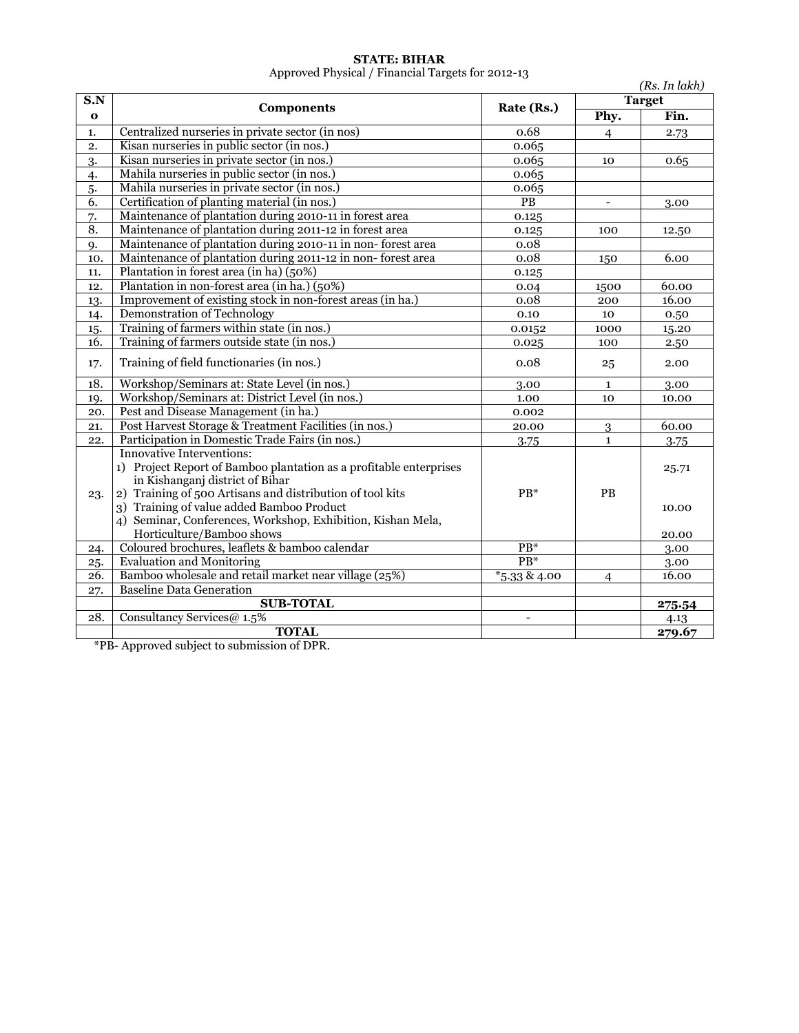**STATE: BIHAR**

Approved Physical / Financial Targets for 2012-13

*(Rs. In lakh)*

| S.No | Components | Rate (Rs.) | Target | |
|---|---|---|---|---|
| | | | Phy. | Fin. |
| 1. | Centralized nurseries in private sector (in nos) | 0.68 | 4 | 2.73 |
| 2. | Kisan nurseries in public sector (in nos.) | 0.065 | | |
| 3. | Kisan nurseries in private sector (in nos.) | 0.065 | 10 | 0.65 |
| 4. | Mahila nurseries in public sector (in nos.) | 0.065 | | |
| 5. | Mahila nurseries in private sector (in nos.) | 0.065 | | |
| 6. | Certification of planting material (in nos.) | PB | - | 3.00 |
| 7. | Maintenance of plantation during 2010-11 in forest area | 0.125 | | |
| 8. | Maintenance of plantation during 2011-12 in forest area | 0.125 | 100 | 12.50 |
| 9. | Maintenance of plantation during 2010-11 in non- forest area | 0.08 | | |
| 10. | Maintenance of plantation during 2011-12 in non- forest area | 0.08 | 150 | 6.00 |
| 11. | Plantation in forest area (in ha) (50%) | 0.125 | | |
| 12. | Plantation in non-forest area (in ha.) (50%) | 0.04 | 1500 | 60.00 |
| 13. | Improvement of existing stock in non-forest areas (in ha.) | 0.08 | 200 | 16.00 |
| 14. | Demonstration of Technology | 0.10 | 10 | 0.50 |
| 15. | Training of farmers within state (in nos.) | 0.0152 | 1000 | 15.20 |
| 16. | Training of farmers outside state (in nos.) | 0.025 | 100 | 2.50 |
| 17. | Training of field functionaries (in nos.) | 0.08 | 25 | 2.00 |
| 18. | Workshop/Seminars at: State Level (in nos.) | 3.00 | 1 | 3.00 |
| 19. | Workshop/Seminars at: District Level (in nos.) | 1.00 | 10 | 10.00 |
| 20. | Pest and Disease Management (in ha.) | 0.002 | | |
| 21. | Post Harvest Storage & Treatment Facilities (in nos.) | 20.00 | 3 | 60.00 |
| 22. | Participation in Domestic Trade Fairs (in nos.) | 3.75 | 1 | 3.75 |
| 23. | Innovative Interventions:<br>1) Project Report of Bamboo plantation as a profitable enterprises in Kishanganj district of Bihar<br>2) Training of 500 Artisans and distribution of tool kits<br>3) Training of value added Bamboo Product<br>4) Seminar, Conferences, Workshop, Exhibition, Kishan Mela, Horticulture/Bamboo shows | PB* | PB | 25.71<br><br>10.00<br><br>20.00 |
| 24. | Coloured brochures, leaflets & bamboo calendar | PB* | | 3.00 |
| 25. | Evaluation and Monitoring | PB* | | 3.00 |
| 26. | Bamboo wholesale and retail market near village (25%) | *5.33 & 4.00 | 4 | 16.00 |
| 27. | Baseline Data Generation | | | |
| | **SUB-TOTAL** | | | **275.54** |
| 28. | Consultancy Services@ 1.5% | - | | 4.13 |
| | **TOTAL** | | | **279.67** |

*PB- Approved subject to submission of DPR.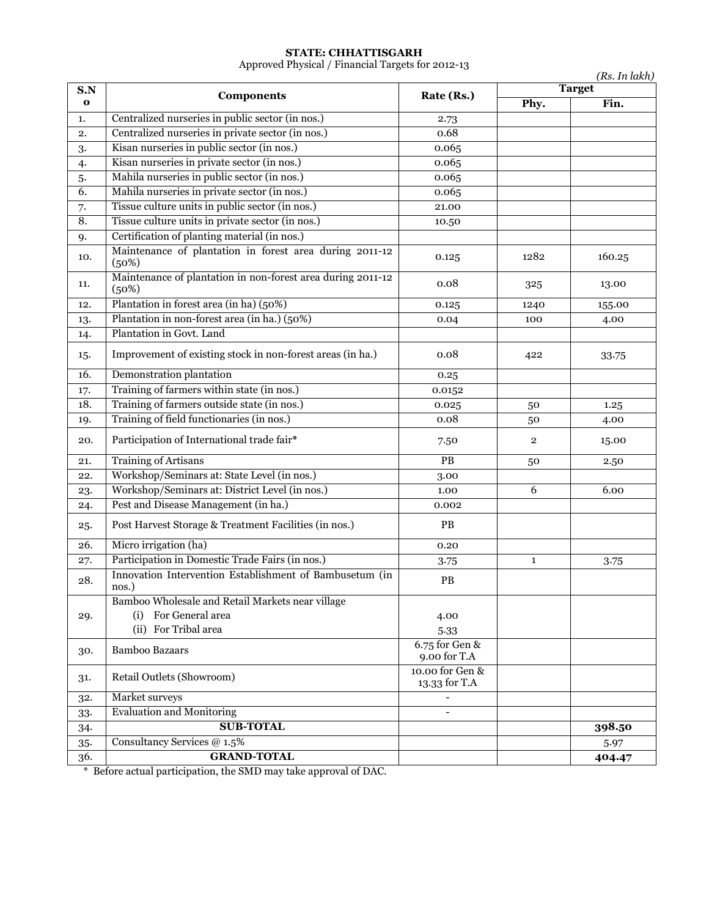**STATE: CHHATTISGARH**

Approved Physical / Financial Targets for 2012-13

*(Rs. In lakh)*

| S.No | Components | Rate (Rs.) | Target | |
|---|---|---|---|---|
| | | | Phy. | Fin. |
| 1. | Centralized nurseries in public sector (in nos.) | 2.73 | | |
| 2. | Centralized nurseries in private sector (in nos.) | 0.68 | | |
| 3. | Kisan nurseries in public sector (in nos.) | 0.065 | | |
| 4. | Kisan nurseries in private sector (in nos.) | 0.065 | | |
| 5. | Mahila nurseries in public sector (in nos.) | 0.065 | | |
| 6. | Mahila nurseries in private sector (in nos.) | 0.065 | | |
| 7. | Tissue culture units in public sector (in nos.) | 21.00 | | |
| 8. | Tissue culture units in private sector (in nos.) | 10.50 | | |
| 9. | Certification of planting material (in nos.) | | | |
| 10. | Maintenance of plantation in forest area during 2011-12 (50%) | 0.125 | 1282 | 160.25 |
| 11. | Maintenance of plantation in non-forest area during 2011-12 (50%) | 0.08 | 325 | 13.00 |
| 12. | Plantation in forest area (in ha) (50%) | 0.125 | 1240 | 155.00 |
| 13. | Plantation in non-forest area (in ha.) (50%) | 0.04 | 100 | 4.00 |
| 14. | Plantation in Govt. Land | | | |
| 15. | Improvement of existing stock in non-forest areas (in ha.) | 0.08 | 422 | 33.75 |
| 16. | Demonstration plantation | 0.25 | | |
| 17. | Training of farmers within state (in nos.) | 0.0152 | | |
| 18. | Training of farmers outside state (in nos.) | 0.025 | 50 | 1.25 |
| 19. | Training of field functionaries (in nos.) | 0.08 | 50 | 4.00 |
| 20. | Participation of International trade fair* | 7.50 | 2 | 15.00 |
| 21. | Training of Artisans | PB | 50 | 2.50 |
| 22. | Workshop/Seminars at: State Level (in nos.) | 3.00 | | |
| 23. | Workshop/Seminars at: District Level (in nos.) | 1.00 | 6 | 6.00 |
| 24. | Pest and Disease Management (in ha.) | 0.002 | | |
| 25. | Post Harvest Storage & Treatment Facilities (in nos.) | PB | | |
| 26. | Micro irrigation (ha) | 0.20 | | |
| 27. | Participation in Domestic Trade Fairs (in nos.) | 3.75 | 1 | 3.75 |
| 28. | Innovation Intervention Establishment of Bambusetum (in nos.) | PB | | |
| 29. | Bamboo Wholesale and Retail Markets near village<br>(i) For General area<br>(ii) For Tribal area | <br>4.00<br>5.33 | | |
| 30. | Bamboo Bazaars | 6.75 for Gen & 9.00 for T.A | | |
| 31. | Retail Outlets (Showroom) | 10.00 for Gen & 13.33 for T.A | | |
| 32. | Market surveys | - | | |
| 33. | Evaluation and Monitoring | - | | |
| 34. | **SUB-TOTAL** | | | **398.50** |
| 35. | Consultancy Services @ 1.5% | | | 5.97 |
| 36. | **GRAND-TOTAL** | | | **404.47** |

\* Before actual participation, the SMD may take approval of DAC.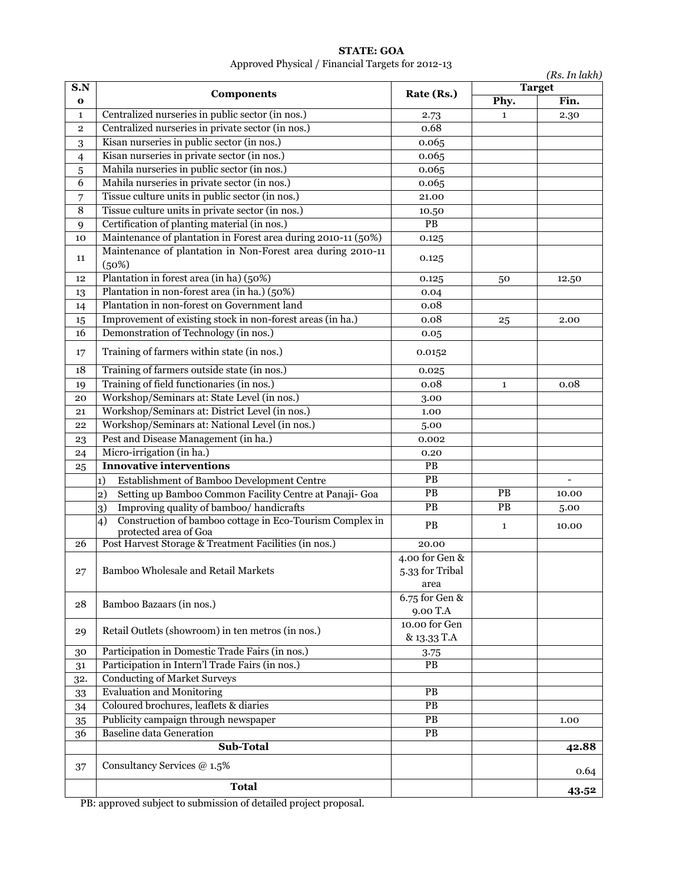**STATE: GOA**

Approved Physical / Financial Targets for 2012-13

*(Rs. In lakh)*

| S.No | Components | Rate (Rs.) | Target | |
|---|---|---|---|---|
| | | | Phy. | Fin. |
| 1 | Centralized nurseries in public sector (in nos.) | 2.73 | 1 | 2.30 |
| 2 | Centralized nurseries in private sector (in nos.) | 0.68 | | |
| 3 | Kisan nurseries in public sector (in nos.) | 0.065 | | |
| 4 | Kisan nurseries in private sector (in nos.) | 0.065 | | |
| 5 | Mahila nurseries in public sector (in nos.) | 0.065 | | |
| 6 | Mahila nurseries in private sector (in nos.) | 0.065 | | |
| 7 | Tissue culture units in public sector (in nos.) | 21.00 | | |
| 8 | Tissue culture units in private sector (in nos.) | 10.50 | | |
| 9 | Certification of planting material (in nos.) | PB | | |
| 10 | Maintenance of plantation in Forest area during 2010-11 (50%) | 0.125 | | |
| 11 | Maintenance of plantation in Non-Forest area during 2010-11 (50%) | 0.125 | | |
| 12 | Plantation in forest area (in ha) (50%) | 0.125 | 50 | 12.50 |
| 13 | Plantation in non-forest area (in ha.) (50%) | 0.04 | | |
| 14 | Plantation in non-forest on Government land | 0.08 | | |
| 15 | Improvement of existing stock in non-forest areas (in ha.) | 0.08 | 25 | 2.00 |
| 16 | Demonstration of Technology (in nos.) | 0.05 | | |
| 17 | Training of farmers within state (in nos.) | 0.0152 | | |
| 18 | Training of farmers outside state (in nos.) | 0.025 | | |
| 19 | Training of field functionaries (in nos.) | 0.08 | 1 | 0.08 |
| 20 | Workshop/Seminars at: State Level (in nos.) | 3.00 | | |
| 21 | Workshop/Seminars at: District Level (in nos.) | 1.00 | | |
| 22 | Workshop/Seminars at: National Level (in nos.) | 5.00 | | |
| 23 | Pest and Disease Management (in ha.) | 0.002 | | |
| 24 | Micro-irrigation (in ha.) | 0.20 | | |
| 25 | **Innovative interventions** | PB | | |
| | 1) Establishment of Bamboo Development Centre | PB | | - |
| | 2) Setting up Bamboo Common Facility Centre at Panaji- Goa | PB | PB | 10.00 |
| | 3) Improving quality of bamboo/ handicrafts | PB | PB | 5.00 |
| | 4) Construction of bamboo cottage in Eco-Tourism Complex in protected area of Goa | PB | 1 | 10.00 |
| 26 | Post Harvest Storage & Treatment Facilities (in nos.) | 20.00 | | |
| 27 | Bamboo Wholesale and Retail Markets | 4.00 for Gen & 5.33 for Tribal area | | |
| 28 | Bamboo Bazaars (in nos.) | 6.75 for Gen & 9.00 T.A | | |
| 29 | Retail Outlets (showroom) in ten metros (in nos.) | 10.00 for Gen & 13.33 T.A | | |
| 30 | Participation in Domestic Trade Fairs (in nos.) | 3.75 | | |
| 31 | Participation in Intern'l Trade Fairs (in nos.) | PB | | |
| 32. | Conducting of Market Surveys | | | |
| 33 | Evaluation and Monitoring | PB | | |
| 34 | Coloured brochures, leaflets & diaries | PB | | |
| 35 | Publicity campaign through newspaper | PB | | 1.00 |
| 36 | Baseline data Generation | PB | | |
| | **Sub-Total** | | | **42.88** |
| 37 | Consultancy Services @ 1.5% | | | 0.64 |
| | **Total** | | | **43.52** |

PB: approved subject to submission of detailed project proposal.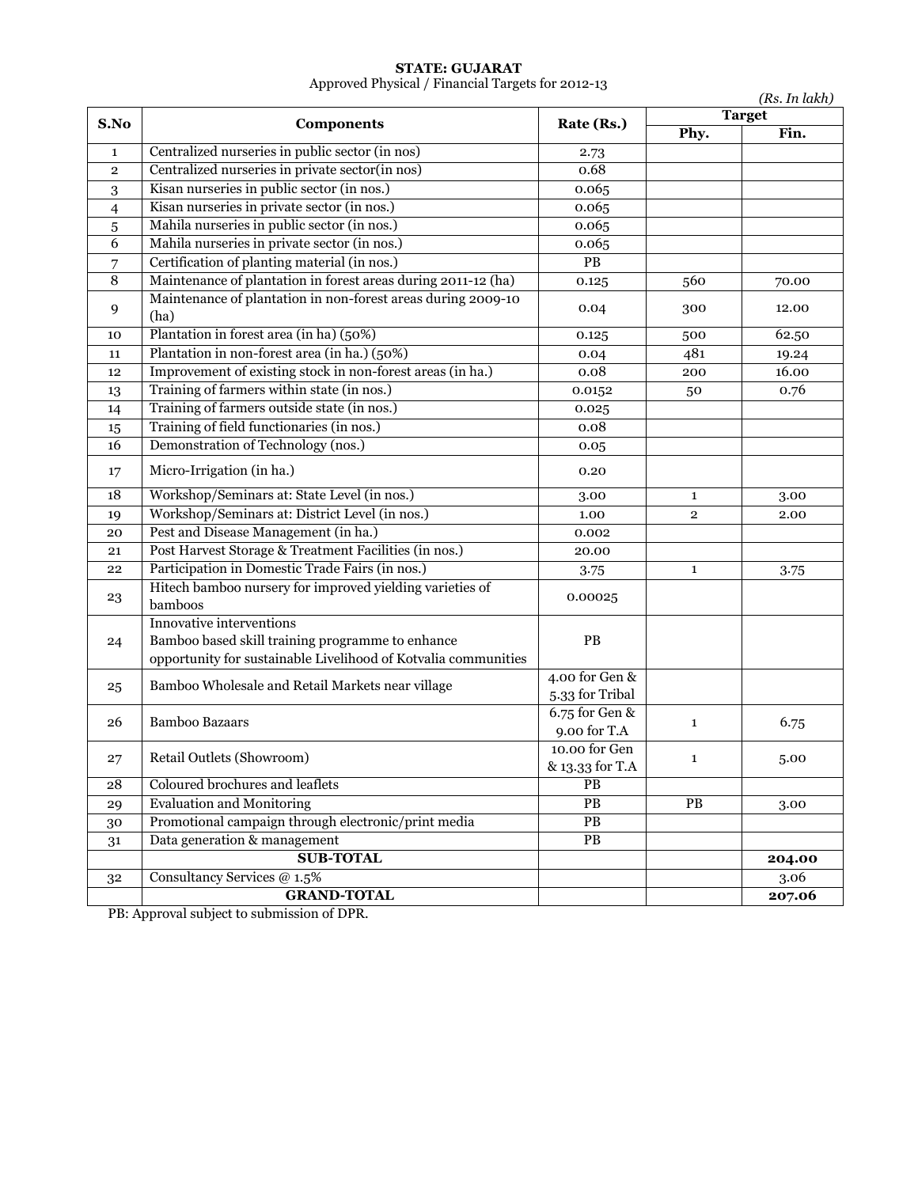**STATE: GUJARAT**

Approved Physical / Financial Targets for 2012-13

*(Rs. In lakh)*

| S.No | Components | Rate (Rs.) | Target | |
|---|---|---|---|---|
| | | | Phy. | Fin. |
| 1 | Centralized nurseries in public sector (in nos) | 2.73 | | |
| 2 | Centralized nurseries in private sector(in nos) | 0.68 | | |
| 3 | Kisan nurseries in public sector (in nos.) | 0.065 | | |
| 4 | Kisan nurseries in private sector (in nos.) | 0.065 | | |
| 5 | Mahila nurseries in public sector (in nos.) | 0.065 | | |
| 6 | Mahila nurseries in private sector (in nos.) | 0.065 | | |
| 7 | Certification of planting material (in nos.) | PB | | |
| 8 | Maintenance of plantation in forest areas during 2011-12 (ha) | 0.125 | 560 | 70.00 |
| 9 | Maintenance of plantation in non-forest areas during 2009-10 (ha) | 0.04 | 300 | 12.00 |
| 10 | Plantation in forest area (in ha) (50%) | 0.125 | 500 | 62.50 |
| 11 | Plantation in non-forest area (in ha.) (50%) | 0.04 | 481 | 19.24 |
| 12 | Improvement of existing stock in non-forest areas (in ha.) | 0.08 | 200 | 16.00 |
| 13 | Training of farmers within state (in nos.) | 0.0152 | 50 | 0.76 |
| 14 | Training of farmers outside state (in nos.) | 0.025 | | |
| 15 | Training of field functionaries (in nos.) | 0.08 | | |
| 16 | Demonstration of Technology (nos.) | 0.05 | | |
| 17 | Micro-Irrigation (in ha.) | 0.20 | | |
| 18 | Workshop/Seminars at: State Level (in nos.) | 3.00 | 1 | 3.00 |
| 19 | Workshop/Seminars at: District Level (in nos.) | 1.00 | 2 | 2.00 |
| 20 | Pest and Disease Management (in ha.) | 0.002 | | |
| 21 | Post Harvest Storage & Treatment Facilities (in nos.) | 20.00 | | |
| 22 | Participation in Domestic Trade Fairs (in nos.) | 3.75 | 1 | 3.75 |
| 23 | Hitech bamboo nursery for improved yielding varieties of bamboos | 0.00025 | | |
| 24 | Innovative interventions<br>Bamboo based skill training programme to enhance opportunity for sustainable Livelihood of Kotvalia communities | PB | | |
| 25 | Bamboo Wholesale and Retail Markets near village | 4.00 for Gen & 5.33 for Tribal | | |
| 26 | Bamboo Bazaars | 6.75 for Gen & 9.00 for T.A | 1 | 6.75 |
| 27 | Retail Outlets (Showroom) | 10.00 for Gen & 13.33 for T.A | 1 | 5.00 |
| 28 | Coloured brochures and leaflets | PB | | |
| 29 | Evaluation and Monitoring | PB | PB | 3.00 |
| 30 | Promotional campaign through electronic/print media | PB | | |
| 31 | Data generation & management | PB | | |
| | **SUB-TOTAL** | | | **204.00** |
| 32 | Consultancy Services @ 1.5% | | | 3.06 |
| | **GRAND-TOTAL** | | | **207.06** |

PB: Approval subject to submission of DPR.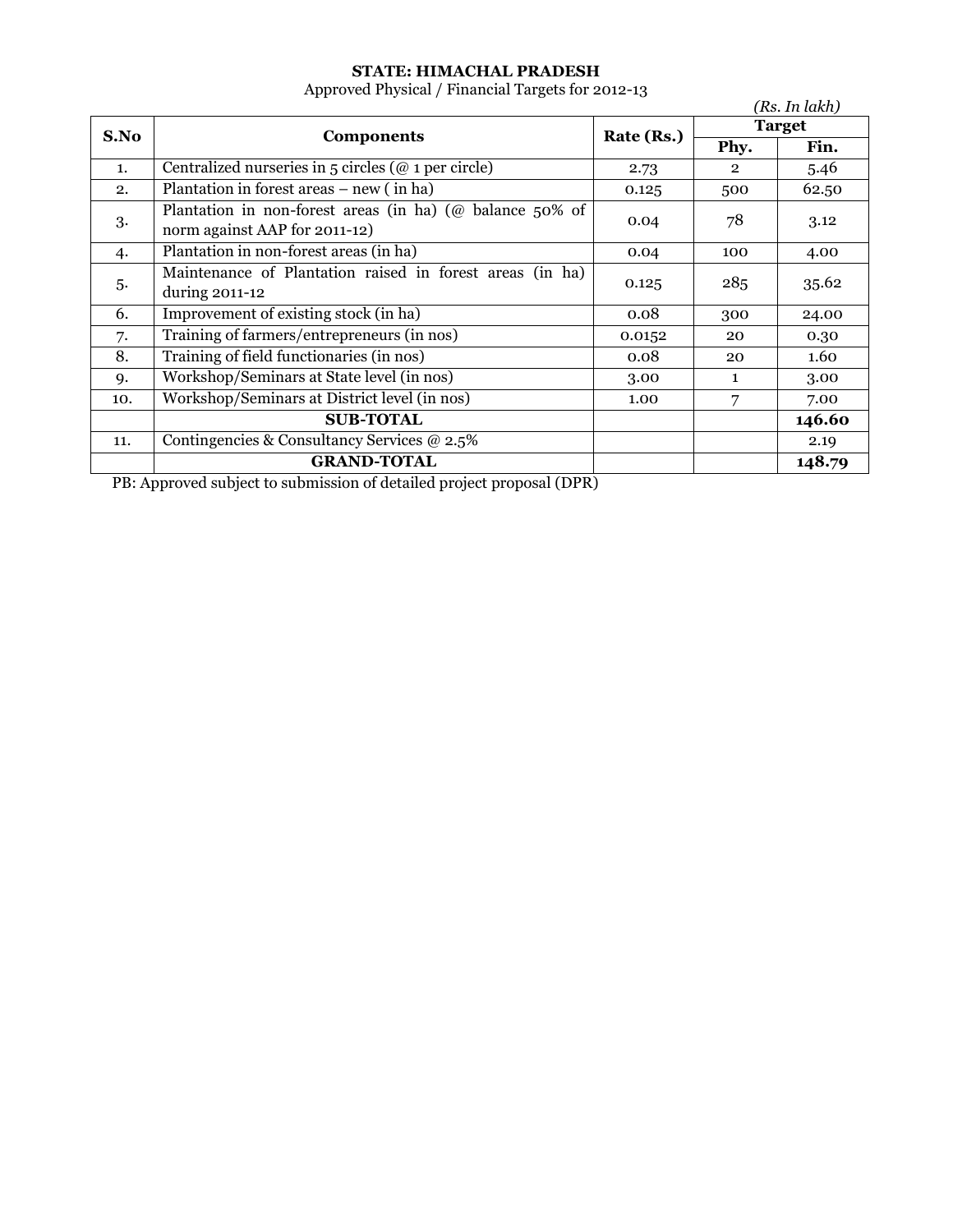**STATE: HIMACHAL PRADESH**

Approved Physical / Financial Targets for 2012-13

*(Rs. In lakh)*

| S.No | Components | Rate (Rs.) | Target | |
|---|---|---|---|---|
| | | | Phy. | Fin. |
| 1. | Centralized nurseries in 5 circles (@ 1 per circle) | 2.73 | 2 | 5.46 |
| 2. | Plantation in forest areas – new ( in ha) | 0.125 | 500 | 62.50 |
| 3. | Plantation in non-forest areas (in ha) (@ balance 50% of norm against AAP for 2011-12) | 0.04 | 78 | 3.12 |
| 4. | Plantation in non-forest areas (in ha) | 0.04 | 100 | 4.00 |
| 5. | Maintenance of Plantation raised in forest areas (in ha) during 2011-12 | 0.125 | 285 | 35.62 |
| 6. | Improvement of existing stock (in ha) | 0.08 | 300 | 24.00 |
| 7. | Training of farmers/entrepreneurs (in nos) | 0.0152 | 20 | 0.30 |
| 8. | Training of field functionaries (in nos) | 0.08 | 20 | 1.60 |
| 9. | Workshop/Seminars at State level (in nos) | 3.00 | 1 | 3.00 |
| 10. | Workshop/Seminars at District level (in nos) | 1.00 | 7 | 7.00 |
| | **SUB-TOTAL** | | | **146.60** |
| 11. | Contingencies & Consultancy Services @ 2.5% | | | 2.19 |
| | **GRAND-TOTAL** | | | **148.79** |

PB: Approved subject to submission of detailed project proposal (DPR)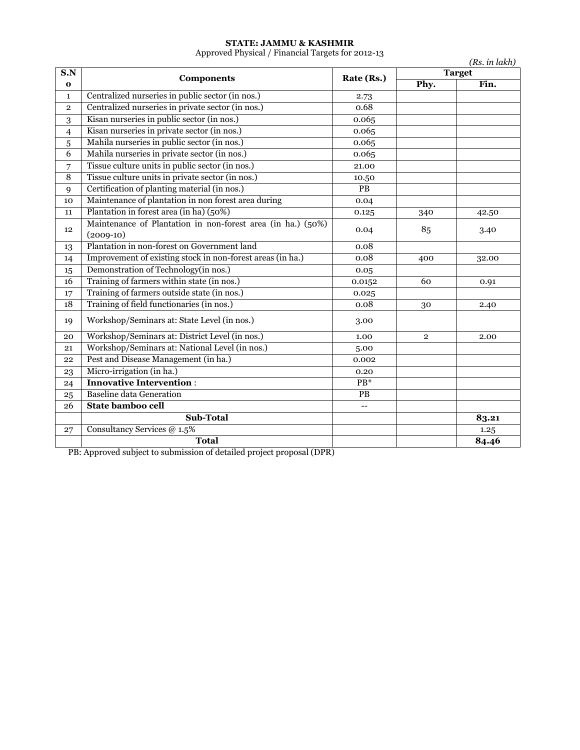**STATE: JAMMU & KASHMIR**

Approved Physical / Financial Targets for 2012-13

*(Rs. in lakh)*

| S.No | Components | Rate (Rs.) | Target | |
|---|---|---|---|---|
| | | | Phy. | Fin. |
| 1 | Centralized nurseries in public sector (in nos.) | 2.73 | | |
| 2 | Centralized nurseries in private sector (in nos.) | 0.68 | | |
| 3 | Kisan nurseries in public sector (in nos.) | 0.065 | | |
| 4 | Kisan nurseries in private sector (in nos.) | 0.065 | | |
| 5 | Mahila nurseries in public sector (in nos.) | 0.065 | | |
| 6 | Mahila nurseries in private sector (in nos.) | 0.065 | | |
| 7 | Tissue culture units in public sector (in nos.) | 21.00 | | |
| 8 | Tissue culture units in private sector (in nos.) | 10.50 | | |
| 9 | Certification of planting material (in nos.) | PB | | |
| 10 | Maintenance of plantation in non forest area during | 0.04 | | |
| 11 | Plantation in forest area (in ha) (50%) | 0.125 | 340 | 42.50 |
| 12 | Maintenance of Plantation in non-forest area (in ha.) (50%) (2009-10) | 0.04 | 85 | 3.40 |
| 13 | Plantation in non-forest on Government land | 0.08 | | |
| 14 | Improvement of existing stock in non-forest areas (in ha.) | 0.08 | 400 | 32.00 |
| 15 | Demonstration of Technology(in nos.) | 0.05 | | |
| 16 | Training of farmers within state (in nos.) | 0.0152 | 60 | 0.91 |
| 17 | Training of farmers outside state (in nos.) | 0.025 | | |
| 18 | Training of field functionaries (in nos.) | 0.08 | 30 | 2.40 |
| 19 | Workshop/Seminars at: State Level (in nos.) | 3.00 | | |
| 20 | Workshop/Seminars at: District Level (in nos.) | 1.00 | 2 | 2.00 |
| 21 | Workshop/Seminars at: National Level (in nos.) | 5.00 | | |
| 22 | Pest and Disease Management (in ha.) | 0.002 | | |
| 23 | Micro-irrigation (in ha.) | 0.20 | | |
| 24 | **Innovative Intervention** : | PB* | | |
| 25 | Baseline data Generation | PB | | |
| 26 | **State bamboo cell** | -- | | |
| | **Sub-Total** | | | **83.21** |
| 27 | Consultancy Services @ 1.5% | | | 1.25 |
| | **Total** | | | **84.46** |

PB: Approved subject to submission of detailed project proposal (DPR)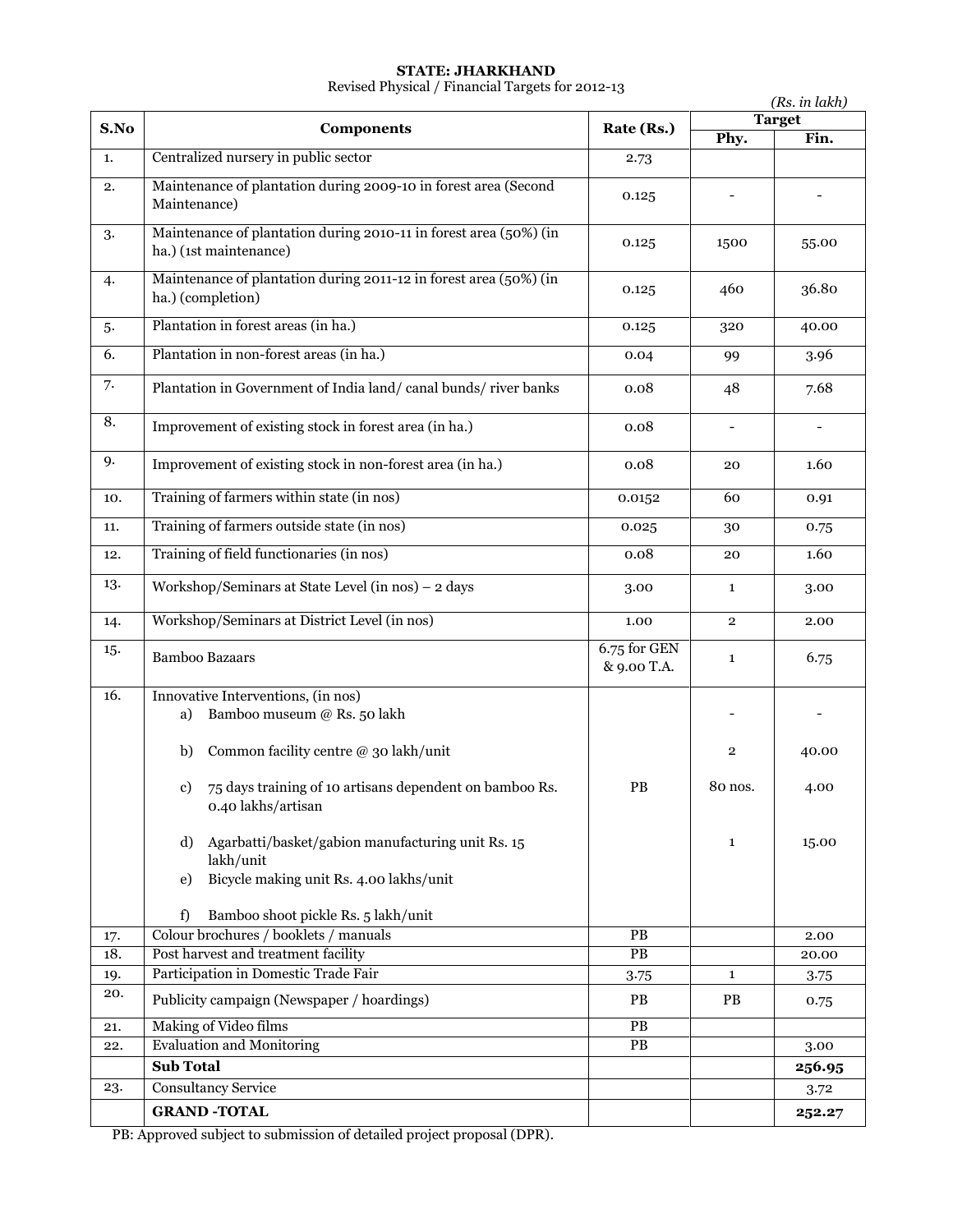**STATE: JHARKHAND**

Revised Physical / Financial Targets for 2012-13

*(Rs. in lakh)*

| S.No | Components | Rate (Rs.) | Target | |
|---|---|---|---|---|
| | | | Phy. | Fin. |
| 1. | Centralized nursery in public sector | 2.73 | | |
| 2. | Maintenance of plantation during 2009-10 in forest area (Second Maintenance) | 0.125 | - | - |
| 3. | Maintenance of plantation during 2010-11 in forest area (50%) (in ha.) (1st maintenance) | 0.125 | 1500 | 55.00 |
| 4. | Maintenance of plantation during 2011-12 in forest area (50%) (in ha.) (completion) | 0.125 | 460 | 36.80 |
| 5. | Plantation in forest areas (in ha.) | 0.125 | 320 | 40.00 |
| 6. | Plantation in non-forest areas (in ha.) | 0.04 | 99 | 3.96 |
| 7. | Plantation in Government of India land/ canal bunds/ river banks | 0.08 | 48 | 7.68 |
| 8. | Improvement of existing stock in forest area (in ha.) | 0.08 | - | - |
| 9. | Improvement of existing stock in non-forest area (in ha.) | 0.08 | 20 | 1.60 |
| 10. | Training of farmers within state (in nos) | 0.0152 | 60 | 0.91 |
| 11. | Training of farmers outside state (in nos) | 0.025 | 30 | 0.75 |
| 12. | Training of field functionaries (in nos) | 0.08 | 20 | 1.60 |
| 13. | Workshop/Seminars at State Level (in nos) – 2 days | 3.00 | 1 | 3.00 |
| 14. | Workshop/Seminars at District Level (in nos) | 1.00 | 2 | 2.00 |
| 15. | Bamboo Bazaars | 6.75 for GEN & 9.00 T.A. | 1 | 6.75 |
| 16. | Innovative Interventions, (in nos) | | | |
| | a) Bamboo museum @ Rs. 50 lakh | | - | - |
| | b) Common facility centre @ 30 lakh/unit | | 2 | 40.00 |
| | c) 75 days training of 10 artisans dependent on bamboo Rs. 0.40 lakhs/artisan | PB | 80 nos. | 4.00 |
| | d) Agarbatti/basket/gabion manufacturing unit Rs. 15 lakh/unit | | 1 | 15.00 |
| | e) Bicycle making unit Rs. 4.00 lakhs/unit | | | |
| | f) Bamboo shoot pickle Rs. 5 lakh/unit | | | |
| 17. | Colour brochures / booklets / manuals | PB | | 2.00 |
| 18. | Post harvest and treatment facility | PB | | 20.00 |
| 19. | Participation in Domestic Trade Fair | 3.75 | 1 | 3.75 |
| 20. | Publicity campaign (Newspaper / hoardings) | PB | PB | 0.75 |
| 21. | Making of Video films | PB | | |
| 22. | Evaluation and Monitoring | PB | | 3.00 |
| | **Sub Total** | | | **256.95** |
| 23. | Consultancy Service | | | 3.72 |
| | **GRAND -TOTAL** | | | **252.27** |

PB: Approved subject to submission of detailed project proposal (DPR).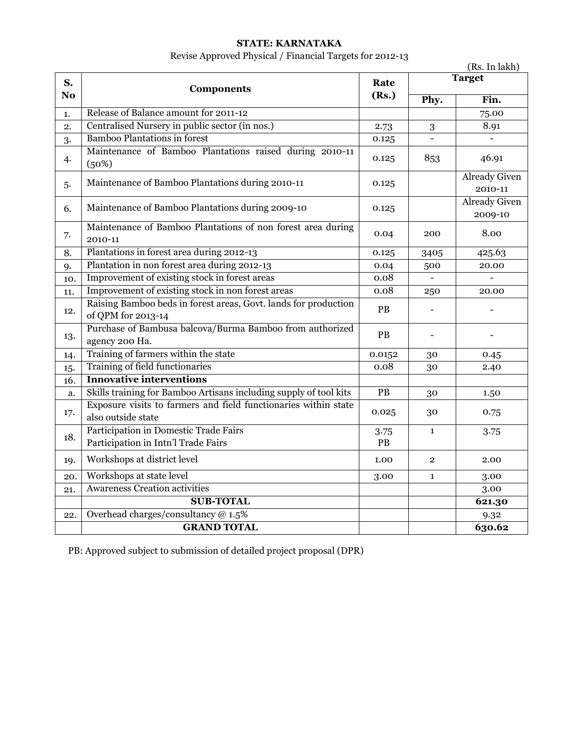**STATE: KARNATAKA**

Revise Approved Physical / Financial Targets for 2012-13

(Rs. In lakh)

| S. No | Components | Rate (Rs.) | Target | |
|---|---|---|---|---|
| | | | Phy. | Fin. |
| 1. | Release of Balance amount for 2011-12 | | | 75.00 |
| 2. | Centralised Nursery in public sector (in nos.) | 2.73 | 3 | 8.91 |
| 3. | Bamboo Plantations in forest | 0.125 | - | - |
| 4. | Maintenance of Bamboo Plantations raised during 2010-11 (50%) | 0.125 | 853 | 46.91 |
| 5. | Maintenance of Bamboo Plantations during 2010-11 | 0.125 | | Already Given 2010-11 |
| 6. | Maintenance of Bamboo Plantations during 2009-10 | 0.125 | | Already Given 2009-10 |
| 7. | Maintenance of Bamboo Plantations of non forest area during 2010-11 | 0.04 | 200 | 8.00 |
| 8. | Plantations in forest area during 2012-13 | 0.125 | 3405 | 425.63 |
| 9. | Plantation in non forest area during 2012-13 | 0.04 | 500 | 20.00 |
| 10. | Improvement of existing stock in forest areas | 0.08 | - | - |
| 11. | Improvement of existing stock in non forest areas | 0.08 | 250 | 20.00 |
| 12. | Raising Bamboo beds in forest areas, Govt. lands for production of QPM for 2013-14 | PB | - | - |
| 13. | Purchase of Bambusa balcova/Burma Bamboo from authorized agency 200 Ha. | PB | - | - |
| 14. | Training of farmers within the state | 0.0152 | 30 | 0.45 |
| 15. | Training of field functionaries | 0.08 | 30 | 2.40 |
| 16. | **Innovative interventions** | | | |
| a. | Skills training for Bamboo Artisans including supply of tool kits | PB | 30 | 1.50 |
| 17. | Exposure visits to farmers and field functionaries within state also outside state | 0.025 | 30 | 0.75 |
| 18. | Participation in Domestic Trade Fairs<br>Participation in Intn'l Trade Fairs | 3.75<br>PB | 1 | 3.75 |
| 19. | Workshops at district level | 1.00 | 2 | 2.00 |
| 20. | Workshops at state level | 3.00 | 1 | 3.00 |
| 21. | Awareness Creation activities | | | 3.00 |
| | **SUB-TOTAL** | | | **621.30** |
| 22. | Overhead charges/consultancy @ 1.5% | | | 9.32 |
| | **GRAND TOTAL** | | | **630.62** |

PB: Approved subject to submission of detailed project proposal (DPR)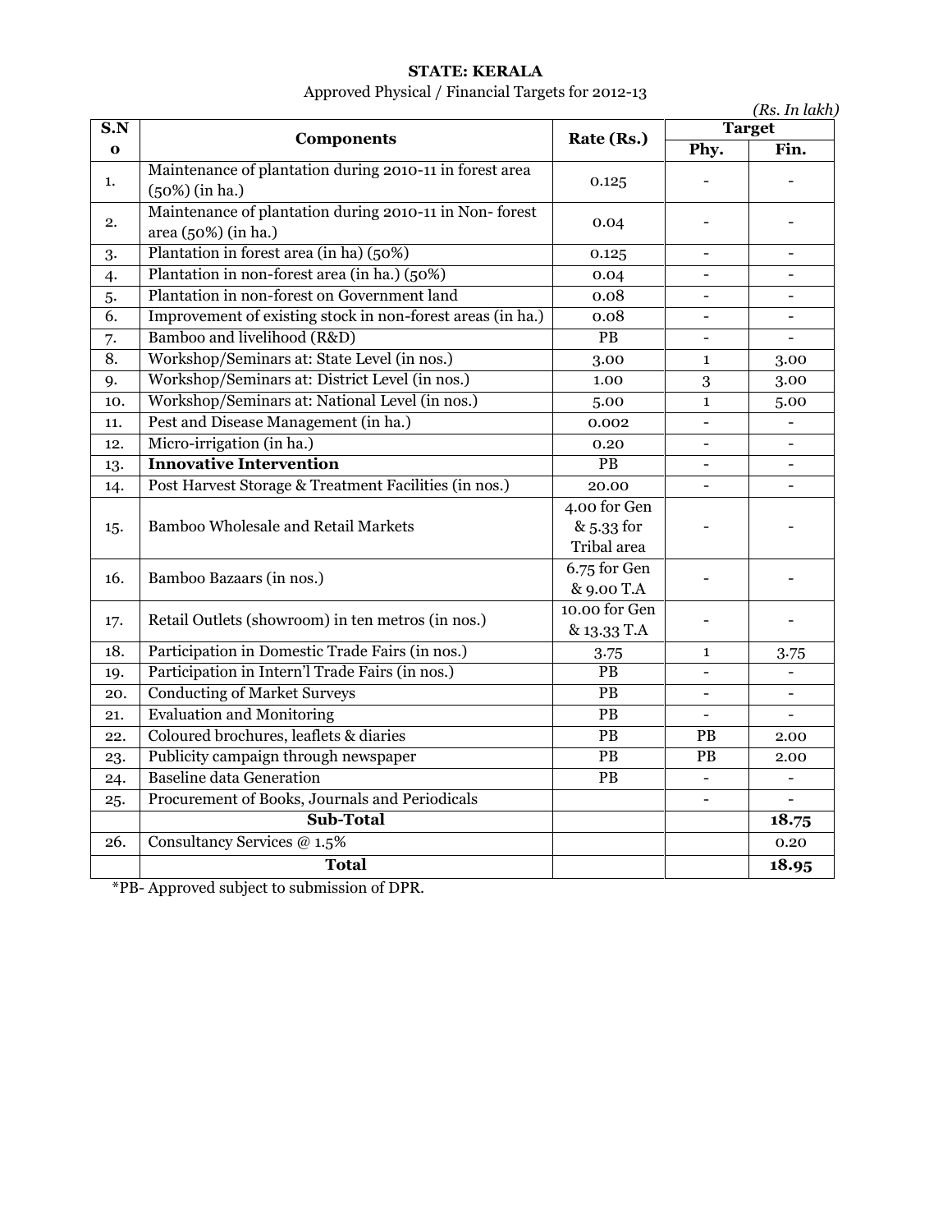**STATE: KERALA**

Approved Physical / Financial Targets for 2012-13

*(Rs. In lakh)*

| S.No | Components | Rate (Rs.) | Target | |
|---|---|---|---|---|
| | | | Phy. | Fin. |
| 1. | Maintenance of plantation during 2010-11 in forest area (50%) (in ha.) | 0.125 | - | - |
| 2. | Maintenance of plantation during 2010-11 in Non- forest area (50%) (in ha.) | 0.04 | - | - |
| 3. | Plantation in forest area (in ha) (50%) | 0.125 | - | - |
| 4. | Plantation in non-forest area (in ha.) (50%) | 0.04 | - | - |
| 5. | Plantation in non-forest on Government land | 0.08 | - | - |
| 6. | Improvement of existing stock in non-forest areas (in ha.) | 0.08 | - | - |
| 7. | Bamboo and livelihood (R&D) | PB | - | - |
| 8. | Workshop/Seminars at: State Level (in nos.) | 3.00 | 1 | 3.00 |
| 9. | Workshop/Seminars at: District Level (in nos.) | 1.00 | 3 | 3.00 |
| 10. | Workshop/Seminars at: National Level (in nos.) | 5.00 | 1 | 5.00 |
| 11. | Pest and Disease Management (in ha.) | 0.002 | - | - |
| 12. | Micro-irrigation (in ha.) | 0.20 | - | - |
| 13. | **Innovative Intervention** | PB | - | - |
| 14. | Post Harvest Storage & Treatment Facilities (in nos.) | 20.00 | - | - |
| 15. | Bamboo Wholesale and Retail Markets | 4.00 for Gen & 5.33 for Tribal area | - | - |
| 16. | Bamboo Bazaars (in nos.) | 6.75 for Gen & 9.00 T.A | - | - |
| 17. | Retail Outlets (showroom) in ten metros (in nos.) | 10.00 for Gen & 13.33 T.A | - | - |
| 18. | Participation in Domestic Trade Fairs (in nos.) | 3.75 | 1 | 3.75 |
| 19. | Participation in Intern'l Trade Fairs (in nos.) | PB | - | - |
| 20. | Conducting of Market Surveys | PB | - | - |
| 21. | Evaluation and Monitoring | PB | - | - |
| 22. | Coloured brochures, leaflets & diaries | PB | PB | 2.00 |
| 23. | Publicity campaign through newspaper | PB | PB | 2.00 |
| 24. | Baseline data Generation | PB | - | - |
| 25. | Procurement of Books, Journals and Periodicals | | - | - |
| | **Sub-Total** | | | **18.75** |
| 26. | Consultancy Services @ 1.5% | | | 0.20 |
| | **Total** | | | **18.95** |

*PB- Approved subject to submission of DPR.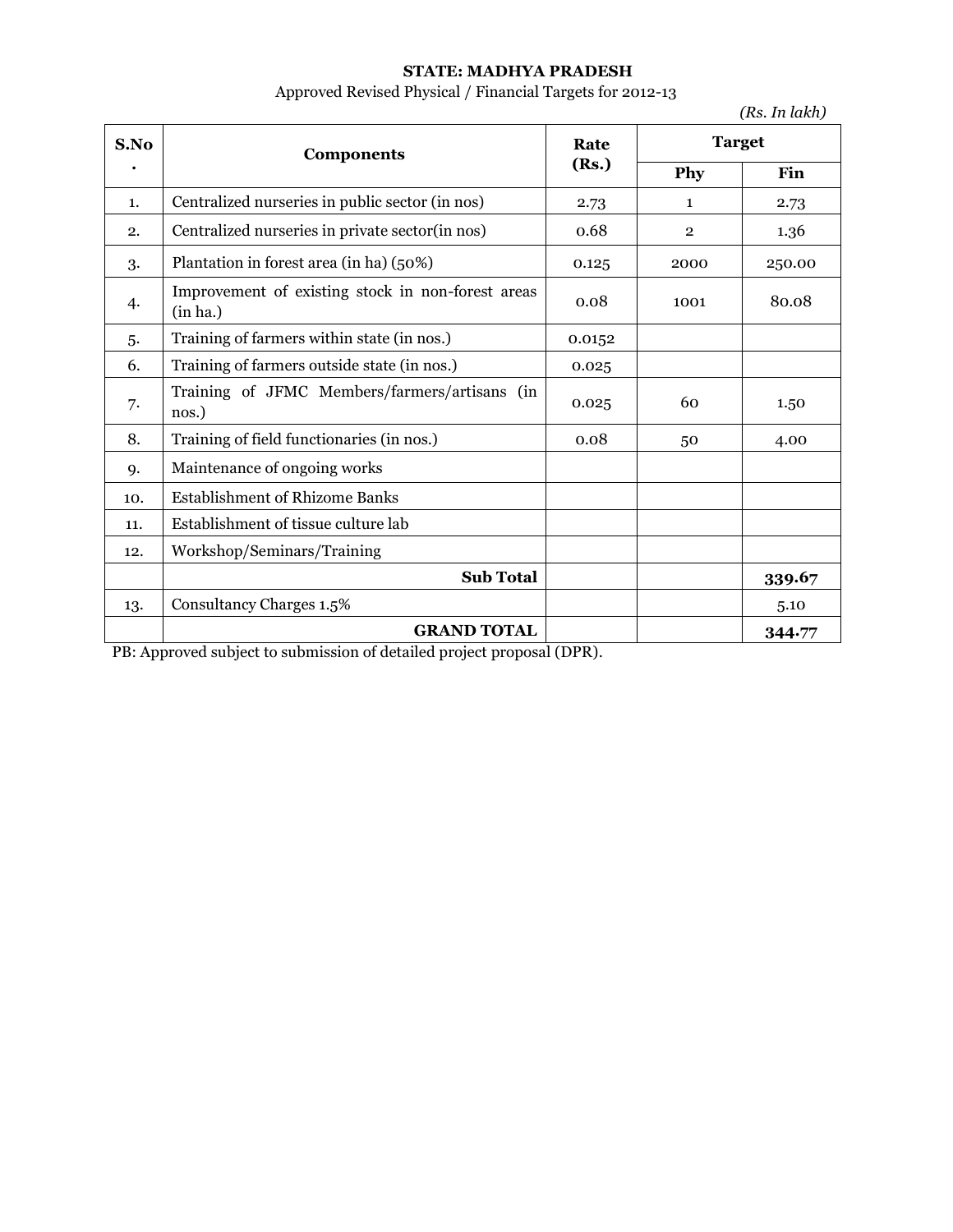**STATE: MADHYA PRADESH**

Approved Revised Physical / Financial Targets for 2012-13

*(Rs. In lakh)*

| S.No. | Components | Rate (Rs.) | Target | |
|---|---|---|---|---|
| | | | Phy | Fin |
| 1. | Centralized nurseries in public sector (in nos) | 2.73 | 1 | 2.73 |
| 2. | Centralized nurseries in private sector(in nos) | 0.68 | 2 | 1.36 |
| 3. | Plantation in forest area (in ha) (50%) | 0.125 | 2000 | 250.00 |
| 4. | Improvement of existing stock in non-forest areas (in ha.) | 0.08 | 1001 | 80.08 |
| 5. | Training of farmers within state (in nos.) | 0.0152 | | |
| 6. | Training of farmers outside state (in nos.) | 0.025 | | |
| 7. | Training of JFMC Members/farmers/artisans (in nos.) | 0.025 | 60 | 1.50 |
| 8. | Training of field functionaries (in nos.) | 0.08 | 50 | 4.00 |
| 9. | Maintenance of ongoing works | | | |
| 10. | Establishment of Rhizome Banks | | | |
| 11. | Establishment of tissue culture lab | | | |
| 12. | Workshop/Seminars/Training | | | |
| | **Sub Total** | | | **339.67** |
| 13. | Consultancy Charges 1.5% | | | 5.10 |
| | **GRAND TOTAL** | | | **344.77** |

PB: Approved subject to submission of detailed project proposal (DPR).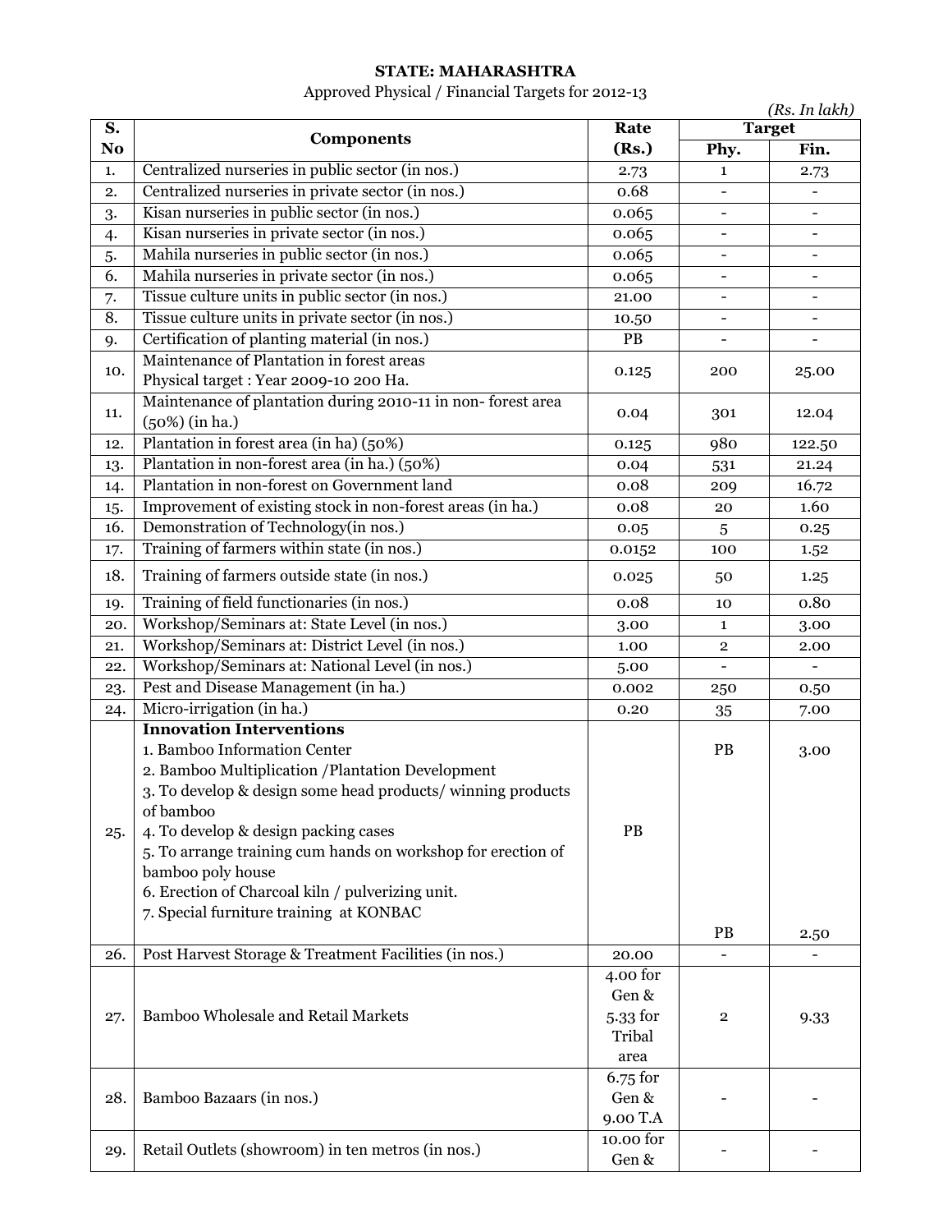**STATE: MAHARASHTRA**

Approved Physical / Financial Targets for 2012-13

*(Rs. In lakh)*

| S. No | Components | Rate (Rs.) | Target | |
|---|---|---|---|---|
| | | | Phy. | Fin. |
| 1. | Centralized nurseries in public sector (in nos.) | 2.73 | 1 | 2.73 |
| 2. | Centralized nurseries in private sector (in nos.) | 0.68 | - | - |
| 3. | Kisan nurseries in public sector (in nos.) | 0.065 | - | - |
| 4. | Kisan nurseries in private sector (in nos.) | 0.065 | - | - |
| 5. | Mahila nurseries in public sector (in nos.) | 0.065 | - | - |
| 6. | Mahila nurseries in private sector (in nos.) | 0.065 | - | - |
| 7. | Tissue culture units in public sector (in nos.) | 21.00 | - | - |
| 8. | Tissue culture units in private sector (in nos.) | 10.50 | - | - |
| 9. | Certification of planting material (in nos.) | PB | - | - |
| 10. | Maintenance of Plantation in forest areas Physical target : Year 2009-10 200 Ha. | 0.125 | 200 | 25.00 |
| 11. | Maintenance of plantation during 2010-11 in non- forest area (50%) (in ha.) | 0.04 | 301 | 12.04 |
| 12. | Plantation in forest area (in ha) (50%) | 0.125 | 980 | 122.50 |
| 13. | Plantation in non-forest area (in ha.) (50%) | 0.04 | 531 | 21.24 |
| 14. | Plantation in non-forest on Government land | 0.08 | 209 | 16.72 |
| 15. | Improvement of existing stock in non-forest areas (in ha.) | 0.08 | 20 | 1.60 |
| 16. | Demonstration of Technology(in nos.) | 0.05 | 5 | 0.25 |
| 17. | Training of farmers within state (in nos.) | 0.0152 | 100 | 1.52 |
| 18. | Training of farmers outside state (in nos.) | 0.025 | 50 | 1.25 |
| 19. | Training of field functionaries (in nos.) | 0.08 | 10 | 0.80 |
| 20. | Workshop/Seminars at: State Level (in nos.) | 3.00 | 1 | 3.00 |
| 21. | Workshop/Seminars at: District Level (in nos.) | 1.00 | 2 | 2.00 |
| 22. | Workshop/Seminars at: National Level (in nos.) | 5.00 | - | - |
| 23. | Pest and Disease Management (in ha.) | 0.002 | 250 | 0.50 |
| 24. | Micro-irrigation (in ha.) | 0.20 | 35 | 7.00 |
| 25. | **Innovation Interventions** 1. Bamboo Information Center 2. Bamboo Multiplication /Plantation Development 3. To develop & design some head products/ winning products of bamboo 4. To develop & design packing cases 5. To arrange training cum hands on workshop for erection of bamboo poly house 6. Erection of Charcoal kiln / pulverizing unit. 7. Special furniture training at KONBAC | PB | PB<br>PB | 3.00<br>2.50 |
| 26. | Post Harvest Storage & Treatment Facilities (in nos.) | 20.00 | - | - |
| 27. | Bamboo Wholesale and Retail Markets | 4.00 for Gen & 5.33 for Tribal area | 2 | 9.33 |
| 28. | Bamboo Bazaars (in nos.) | 6.75 for Gen & 9.00 T.A | - | - |
| 29. | Retail Outlets (showroom) in ten metros (in nos.) | 10.00 for Gen & | - | - |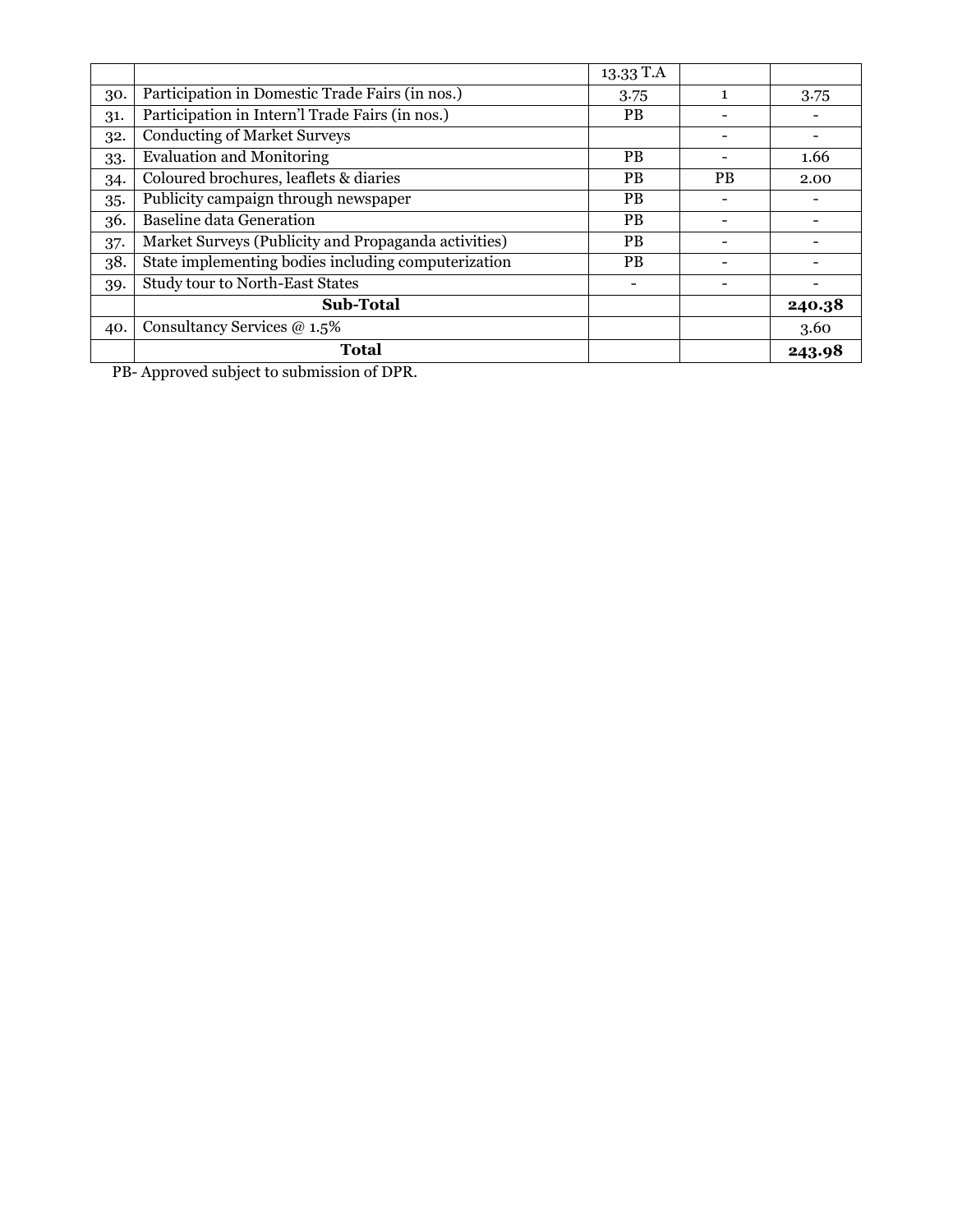| | | | | |
|---|---|---|---|---|
| | | 13.33 T.A | | |
| 30. | Participation in Domestic Trade Fairs (in nos.) | 3.75 | 1 | 3.75 |
| 31. | Participation in Intern'l Trade Fairs (in nos.) | PB | - | - |
| 32. | Conducting of Market Surveys | | - | - |
| 33. | Evaluation and Monitoring | PB | - | 1.66 |
| 34. | Coloured brochures, leaflets & diaries | PB | PB | 2.00 |
| 35. | Publicity campaign through newspaper | PB | - | - |
| 36. | Baseline data Generation | PB | - | - |
| 37. | Market Surveys (Publicity and Propaganda activities) | PB | - | - |
| 38. | State implementing bodies including computerization | PB | - | - |
| 39. | Study tour to North-East States | - | - | - |
| | **Sub-Total** | | | **240.38** |
| 40. | Consultancy Services @ 1.5% | | | 3.60 |
| | **Total** | | | **243.98** |

PB- Approved subject to submission of DPR.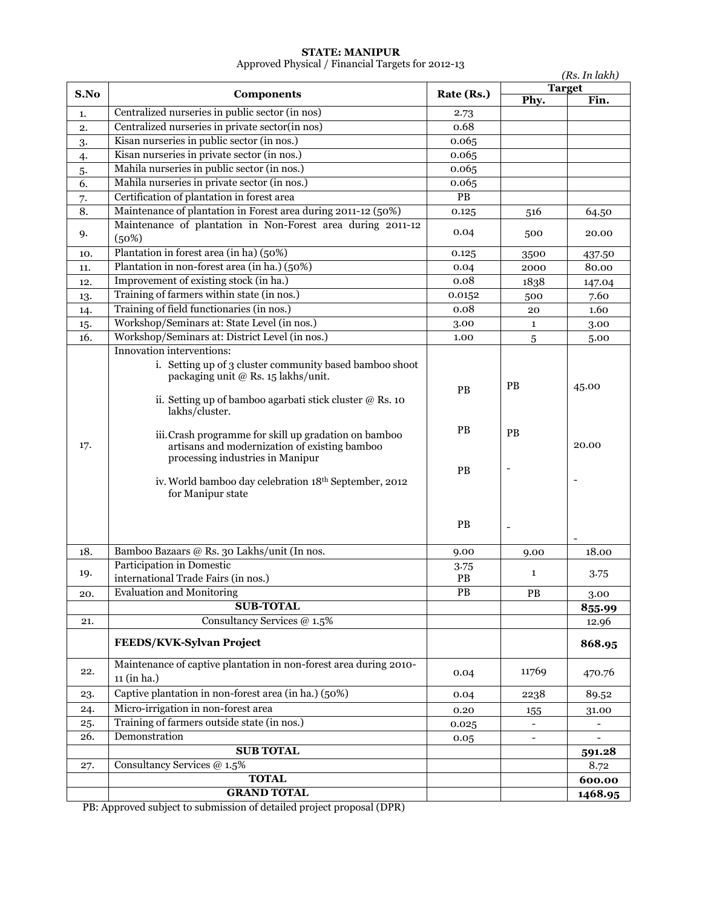**STATE: MANIPUR**

Approved Physical / Financial Targets for 2012-13

*(Rs. In lakh)*

| S.No | Components | Rate (Rs.) | Target | |
|---|---|---|---|---|
| | | | Phy. | Fin. |
| 1. | Centralized nurseries in public sector (in nos) | 2.73 | | |
| 2. | Centralized nurseries in private sector(in nos) | 0.68 | | |
| 3. | Kisan nurseries in public sector (in nos.) | 0.065 | | |
| 4. | Kisan nurseries in private sector (in nos.) | 0.065 | | |
| 5. | Mahila nurseries in public sector (in nos.) | 0.065 | | |
| 6. | Mahila nurseries in private sector (in nos.) | 0.065 | | |
| 7. | Certification of plantation in forest area | PB | | |
| 8. | Maintenance of plantation in Forest area during 2011-12 (50%) | 0.125 | 516 | 64.50 |
| 9. | Maintenance of plantation in Non-Forest area during 2011-12 (50%) | 0.04 | 500 | 20.00 |
| 10. | Plantation in forest area (in ha) (50%) | 0.125 | 3500 | 437.50 |
| 11. | Plantation in non-forest area (in ha.) (50%) | 0.04 | 2000 | 80.00 |
| 12. | Improvement of existing stock (in ha.) | 0.08 | 1838 | 147.04 |
| 13. | Training of farmers within state (in nos.) | 0.0152 | 500 | 7.60 |
| 14. | Training of field functionaries (in nos.) | 0.08 | 20 | 1.60 |
| 15. | Workshop/Seminars at: State Level (in nos.) | 3.00 | 1 | 3.00 |
| 16. | Workshop/Seminars at: District Level (in nos.) | 1.00 | 5 | 5.00 |
| 17. | Innovation interventions: | | | |
| | i. Setting up of 3 cluster community based bamboo shoot packaging unit @ Rs. 15 lakhs/unit. | PB | PB | 45.00 |
| | ii. Setting up of bamboo agarbati stick cluster @ Rs. 10 lakhs/cluster. | PB | PB | 20.00 |
| | iii. Crash programme for skill up gradation on bamboo artisans and modernization of existing bamboo processing industries in Manipur | PB | - | - |
| | iv. World bamboo day celebration 18th September, 2012 for Manipur state | PB | - | - |
| 18. | Bamboo Bazaars @ Rs. 30 Lakhs/unit (In nos. | 9.00 | 9.00 | 18.00 |
| 19. | Participation in Domestic international Trade Fairs (in nos.) | 3.75 PB | 1 | 3.75 |
| 20. | Evaluation and Monitoring | PB | PB | 3.00 |
| | **SUB-TOTAL** | | | **855.99** |
| 21. | Consultancy Services @ 1.5% | | | 12.96 |
| | **FEEDS/KVK-Sylvan Project** | | | **868.95** |
| 22. | Maintenance of captive plantation in non-forest area during 2010-11 (in ha.) | 0.04 | 11769 | 470.76 |
| 23. | Captive plantation in non-forest area (in ha.) (50%) | 0.04 | 2238 | 89.52 |
| 24. | Micro-irrigation in non-forest area | 0.20 | 155 | 31.00 |
| 25. | Training of farmers outside state (in nos.) | 0.025 | - | - |
| 26. | Demonstration | 0.05 | - | - |
| | **SUB TOTAL** | | | **591.28** |
| 27. | Consultancy Services @ 1.5% | | | 8.72 |
| | **TOTAL** | | | **600.00** |
| | **GRAND TOTAL** | | | **1468.95** |

PB: Approved subject to submission of detailed project proposal (DPR)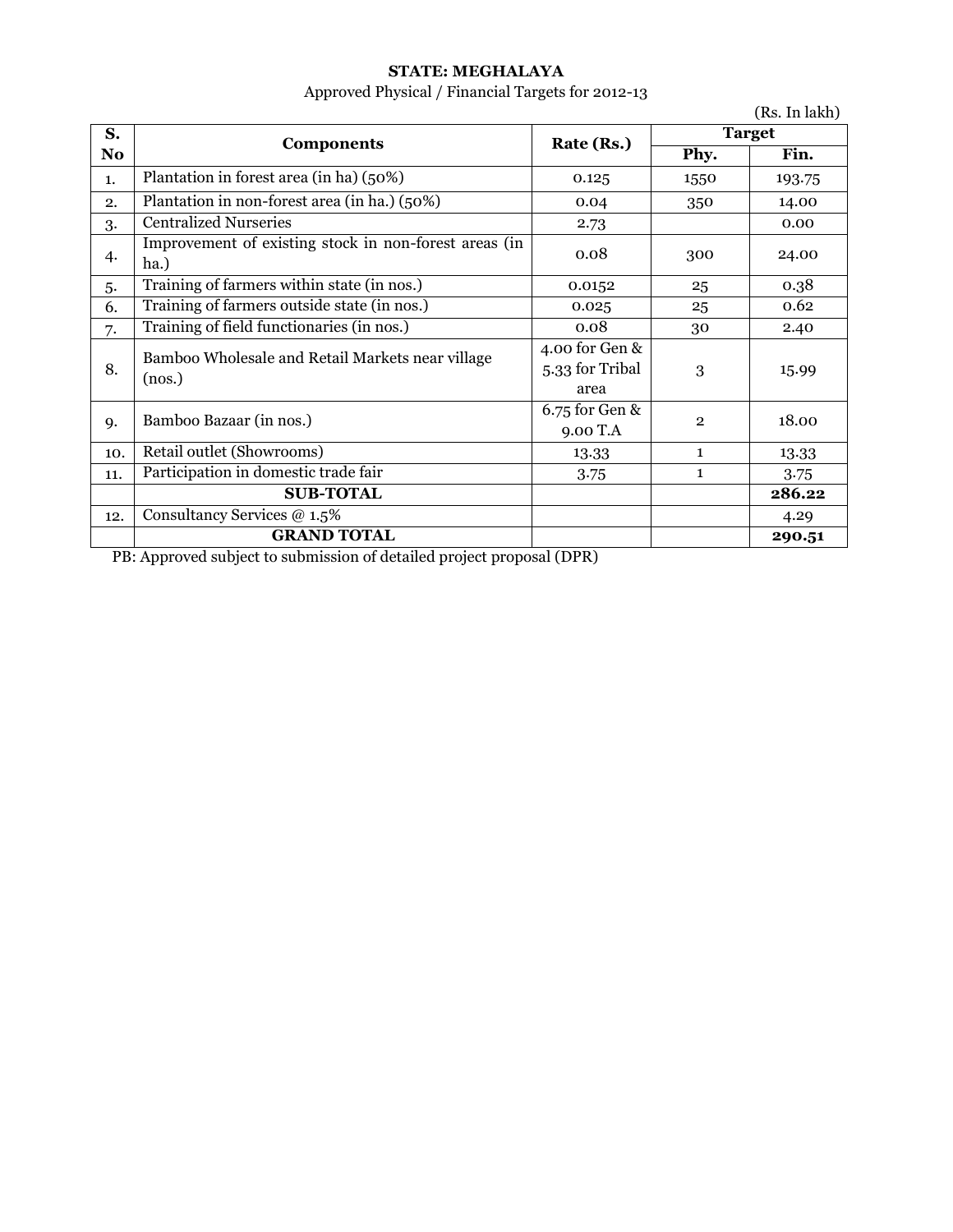**STATE: MEGHALAYA**

Approved Physical / Financial Targets for 2012-13

(Rs. In lakh)

| S. No | Components | Rate (Rs.) | Target | |
|---|---|---|---|---|
| | | | Phy. | Fin. |
| 1. | Plantation in forest area (in ha) (50%) | 0.125 | 1550 | 193.75 |
| 2. | Plantation in non-forest area (in ha.) (50%) | 0.04 | 350 | 14.00 |
| 3. | Centralized Nurseries | 2.73 | | 0.00 |
| 4. | Improvement of existing stock in non-forest areas (in ha.) | 0.08 | 300 | 24.00 |
| 5. | Training of farmers within state (in nos.) | 0.0152 | 25 | 0.38 |
| 6. | Training of farmers outside state (in nos.) | 0.025 | 25 | 0.62 |
| 7. | Training of field functionaries (in nos.) | 0.08 | 30 | 2.40 |
| 8. | Bamboo Wholesale and Retail Markets near village (nos.) | 4.00 for Gen & 5.33 for Tribal area | 3 | 15.99 |
| 9. | Bamboo Bazaar (in nos.) | 6.75 for Gen & 9.00 T.A | 2 | 18.00 |
| 10. | Retail outlet (Showrooms) | 13.33 | 1 | 13.33 |
| 11. | Participation in domestic trade fair | 3.75 | 1 | 3.75 |
| | **SUB-TOTAL** | | | **286.22** |
| 12. | Consultancy Services @ 1.5% | | | 4.29 |
| | **GRAND TOTAL** | | | **290.51** |

PB: Approved subject to submission of detailed project proposal (DPR)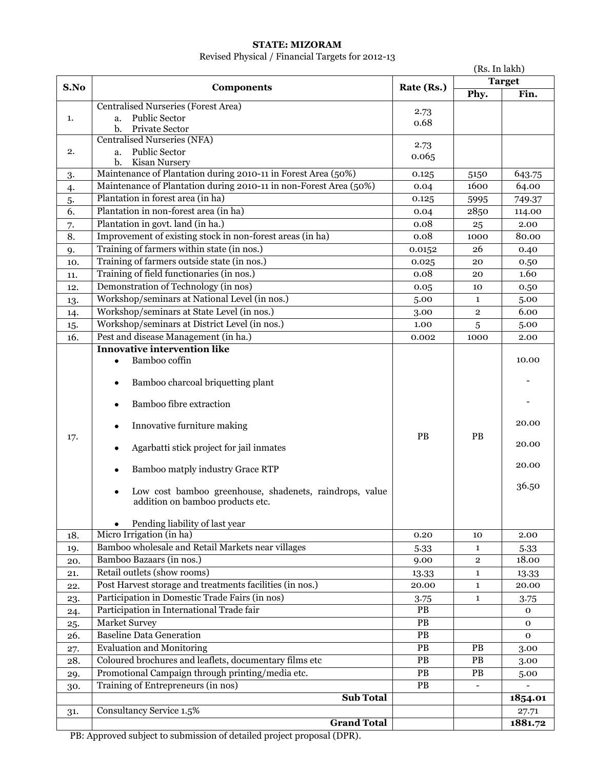**STATE: MIZORAM**

Revised Physical / Financial Targets for 2012-13

(Rs. In lakh)

| S.No | Components | Rate (Rs.) | Target | |
|---|---|---|---|---|
| | | | Phy. | Fin. |
| 1. | Centralised Nurseries (Forest Area)<br>a. Public Sector<br>b. Private Sector | 2.73<br>0.68 | | |
| 2. | Centralised Nurseries (NFA)<br>a. Public Sector<br>b. Kisan Nursery | 2.73<br>0.065 | | |
| 3. | Maintenance of Plantation during 2010-11 in Forest Area (50%) | 0.125 | 5150 | 643.75 |
| 4. | Maintenance of Plantation during 2010-11 in non-Forest Area (50%) | 0.04 | 1600 | 64.00 |
| 5. | Plantation in forest area (in ha) | 0.125 | 5995 | 749.37 |
| 6. | Plantation in non-forest area (in ha) | 0.04 | 2850 | 114.00 |
| 7. | Plantation in govt. land (in ha.) | 0.08 | 25 | 2.00 |
| 8. | Improvement of existing stock in non-forest areas (in ha) | 0.08 | 1000 | 80.00 |
| 9. | Training of farmers within state (in nos.) | 0.0152 | 26 | 0.40 |
| 10. | Training of farmers outside state (in nos.) | 0.025 | 20 | 0.50 |
| 11. | Training of field functionaries (in nos.) | 0.08 | 20 | 1.60 |
| 12. | Demonstration of Technology (in nos) | 0.05 | 10 | 0.50 |
| 13. | Workshop/seminars at National Level (in nos.) | 5.00 | 1 | 5.00 |
| 14. | Workshop/seminars at State Level (in nos.) | 3.00 | 2 | 6.00 |
| 15. | Workshop/seminars at District Level (in nos.) | 1.00 | 5 | 5.00 |
| 16. | Pest and disease Management (in ha.) | 0.002 | 1000 | 2.00 |
| 17. | **Innovative intervention like**<br>• Bamboo coffin<br>• Bamboo charcoal briquetting plant<br>• Bamboo fibre extraction<br>• Innovative furniture making<br>• Agarbatti stick project for jail inmates<br>• Bamboo matply industry Grace RTP<br>• Low cost bamboo greenhouse, shadenets, raindrops, value addition on bamboo products etc.<br>• Pending liability of last year | PB | PB | 10.00<br>-<br>-<br>20.00<br>20.00<br>20.00<br>36.50 |
| 18. | Micro Irrigation (in ha) | 0.20 | 10 | 2.00 |
| 19. | Bamboo wholesale and Retail Markets near villages | 5.33 | 1 | 5.33 |
| 20. | Bamboo Bazaars (in nos.) | 9.00 | 2 | 18.00 |
| 21. | Retail outlets (show rooms) | 13.33 | 1 | 13.33 |
| 22. | Post Harvest storage and treatments facilities (in nos.) | 20.00 | 1 | 20.00 |
| 23. | Participation in Domestic Trade Fairs (in nos) | 3.75 | 1 | 3.75 |
| 24. | Participation in International Trade fair | PB | | 0 |
| 25. | Market Survey | PB | | 0 |
| 26. | Baseline Data Generation | PB | | 0 |
| 27. | Evaluation and Monitoring | PB | PB | 3.00 |
| 28. | Coloured brochures and leaflets, documentary films etc | PB | PB | 3.00 |
| 29. | Promotional Campaign through printing/media etc. | PB | PB | 5.00 |
| 30. | Training of Entrepreneurs (in nos) | PB | - | - |
| | **Sub Total** | | | **1854.01** |
| 31. | Consultancy Service 1.5% | | | 27.71 |
| | **Grand Total** | | | **1881.72** |

PB: Approved subject to submission of detailed project proposal (DPR).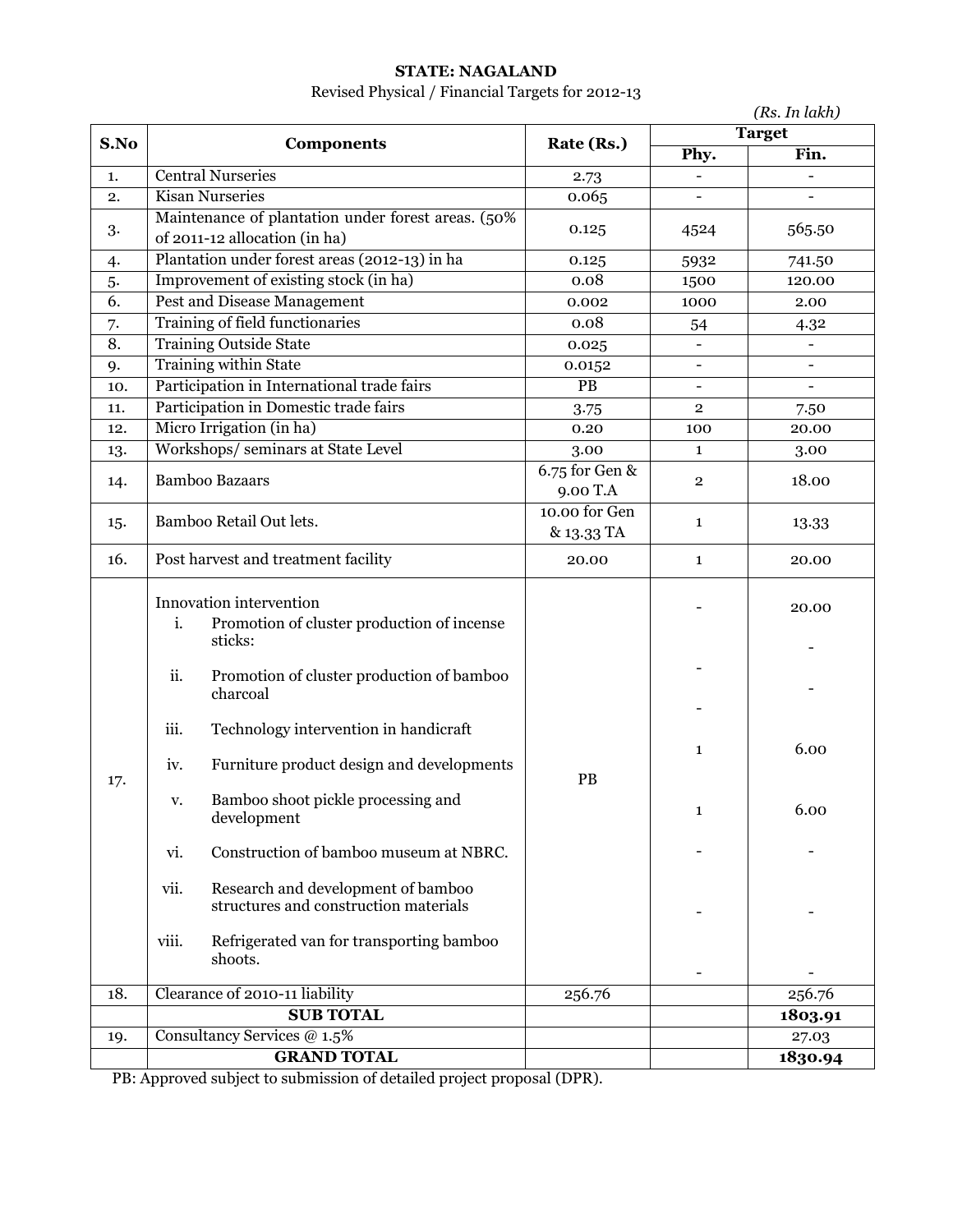**STATE: NAGALAND**

Revised Physical / Financial Targets for 2012-13

*(Rs. In lakh)*

| S.No | Components | Rate (Rs.) | Target | |
|---|---|---|---|---|
| | | | Phy. | Fin. |
| 1. | Central Nurseries | 2.73 | - | - |
| 2. | Kisan Nurseries | 0.065 | - | - |
| 3. | Maintenance of plantation under forest areas. (50% of 2011-12 allocation (in ha) | 0.125 | 4524 | 565.50 |
| 4. | Plantation under forest areas (2012-13) in ha | 0.125 | 5932 | 741.50 |
| 5. | Improvement of existing stock (in ha) | 0.08 | 1500 | 120.00 |
| 6. | Pest and Disease Management | 0.002 | 1000 | 2.00 |
| 7. | Training of field functionaries | 0.08 | 54 | 4.32 |
| 8. | Training Outside State | 0.025 | - | - |
| 9. | Training within State | 0.0152 | - | - |
| 10. | Participation in International trade fairs | PB | - | - |
| 11. | Participation in Domestic trade fairs | 3.75 | 2 | 7.50 |
| 12. | Micro Irrigation (in ha) | 0.20 | 100 | 20.00 |
| 13. | Workshops/ seminars at State Level | 3.00 | 1 | 3.00 |
| 14. | Bamboo Bazaars | 6.75 for Gen & 9.00 T.A | 2 | 18.00 |
| 15. | Bamboo Retail Out lets. | 10.00 for Gen & 13.33 TA | 1 | 13.33 |
| 16. | Post harvest and treatment facility | 20.00 | 1 | 20.00 |
| 17. | Innovation intervention | PB | | |
| | i. Promotion of cluster production of incense sticks: | | - | 20.00 |
| | ii. Promotion of cluster production of bamboo charcoal | | - | - |
| | iii. Technology intervention in handicraft | | - | - |
| | iv. Furniture product design and developments | | 1 | 6.00 |
| | v. Bamboo shoot pickle processing and development | | 1 | 6.00 |
| | vi. Construction of bamboo museum at NBRC. | | - | - |
| | vii. Research and development of bamboo structures and construction materials | | - | - |
| | viii. Refrigerated van for transporting bamboo shoots. | | - | - |
| 18. | Clearance of 2010-11 liability | 256.76 | | 256.76 |
| | **SUB TOTAL** | | | **1803.91** |
| 19. | Consultancy Services @ 1.5% | | | 27.03 |
| | **GRAND TOTAL** | | | **1830.94** |

PB: Approved subject to submission of detailed project proposal (DPR).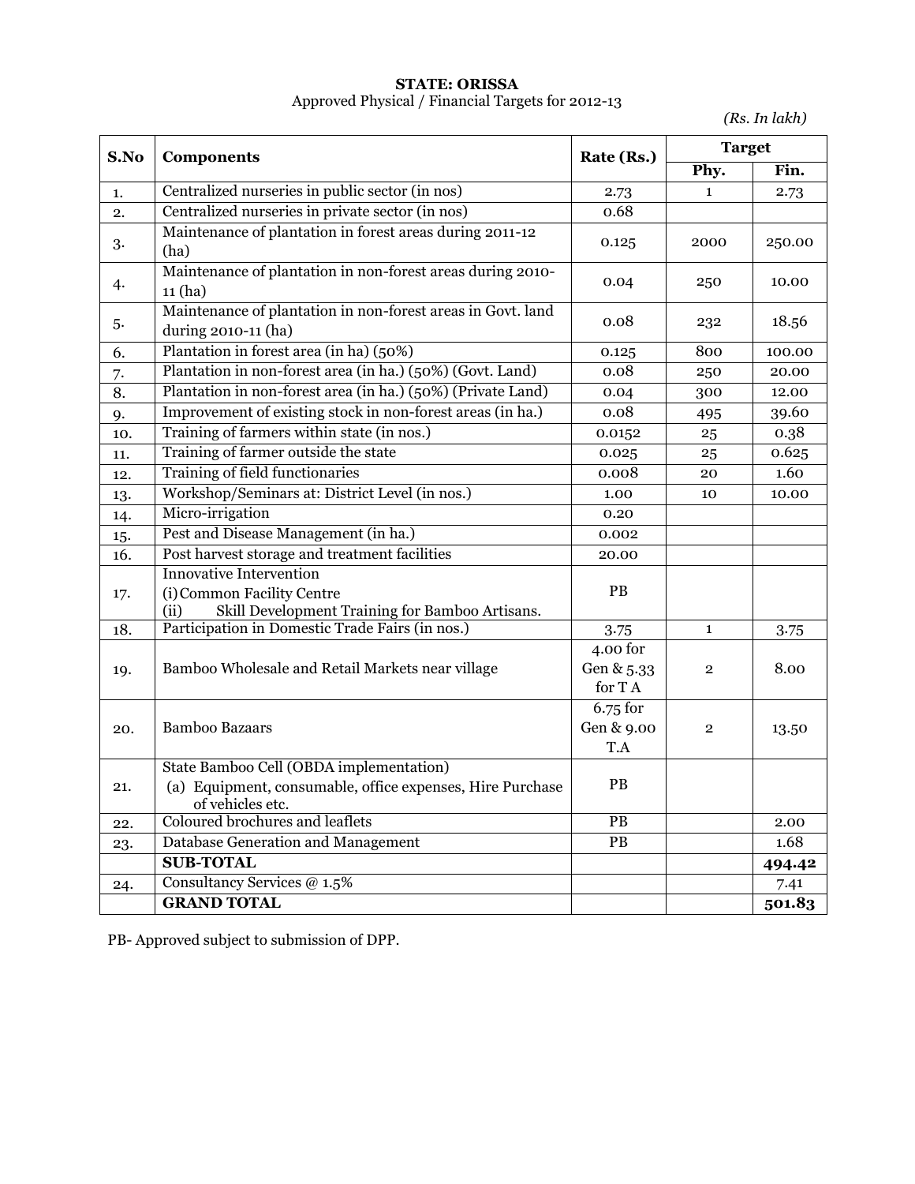**STATE: ORISSA**

Approved Physical / Financial Targets for 2012-13

*(Rs. In lakh)*

| S.No | Components | Rate (Rs.) | Target | |
|---|---|---|---|---|
| | | | Phy. | Fin. |
| 1. | Centralized nurseries in public sector (in nos) | 2.73 | 1 | 2.73 |
| 2. | Centralized nurseries in private sector (in nos) | 0.68 | | |
| 3. | Maintenance of plantation in forest areas during 2011-12 (ha) | 0.125 | 2000 | 250.00 |
| 4. | Maintenance of plantation in non-forest areas during 2010-11 (ha) | 0.04 | 250 | 10.00 |
| 5. | Maintenance of plantation in non-forest areas in Govt. land during 2010-11 (ha) | 0.08 | 232 | 18.56 |
| 6. | Plantation in forest area (in ha) (50%) | 0.125 | 800 | 100.00 |
| 7. | Plantation in non-forest area (in ha.) (50%) (Govt. Land) | 0.08 | 250 | 20.00 |
| 8. | Plantation in non-forest area (in ha.) (50%) (Private Land) | 0.04 | 300 | 12.00 |
| 9. | Improvement of existing stock in non-forest areas (in ha.) | 0.08 | 495 | 39.60 |
| 10. | Training of farmers within state (in nos.) | 0.0152 | 25 | 0.38 |
| 11. | Training of farmer outside the state | 0.025 | 25 | 0.625 |
| 12. | Training of field functionaries | 0.008 | 20 | 1.60 |
| 13. | Workshop/Seminars at: District Level (in nos.) | 1.00 | 10 | 10.00 |
| 14. | Micro-irrigation | 0.20 | | |
| 15. | Pest and Disease Management (in ha.) | 0.002 | | |
| 16. | Post harvest storage and treatment facilities | 20.00 | | |
| 17. | Innovative Intervention<br>(i) Common Facility Centre<br>(ii) Skill Development Training for Bamboo Artisans. | PB | | |
| 18. | Participation in Domestic Trade Fairs (in nos.) | 3.75 | 1 | 3.75 |
| 19. | Bamboo Wholesale and Retail Markets near village | 4.00 for Gen & 5.33 for T A | 2 | 8.00 |
| 20. | Bamboo Bazaars | 6.75 for Gen & 9.00 T.A | 2 | 13.50 |
| 21. | State Bamboo Cell (OBDA implementation)<br>(a) Equipment, consumable, office expenses, Hire Purchase of vehicles etc. | PB | | |
| 22. | Coloured brochures and leaflets | PB | | 2.00 |
| 23. | Database Generation and Management | PB | | 1.68 |
| | **SUB-TOTAL** | | | **494.42** |
| 24. | Consultancy Services @ 1.5% | | | 7.41 |
| | **GRAND TOTAL** | | | **501.83** |

PB- Approved subject to submission of DPP.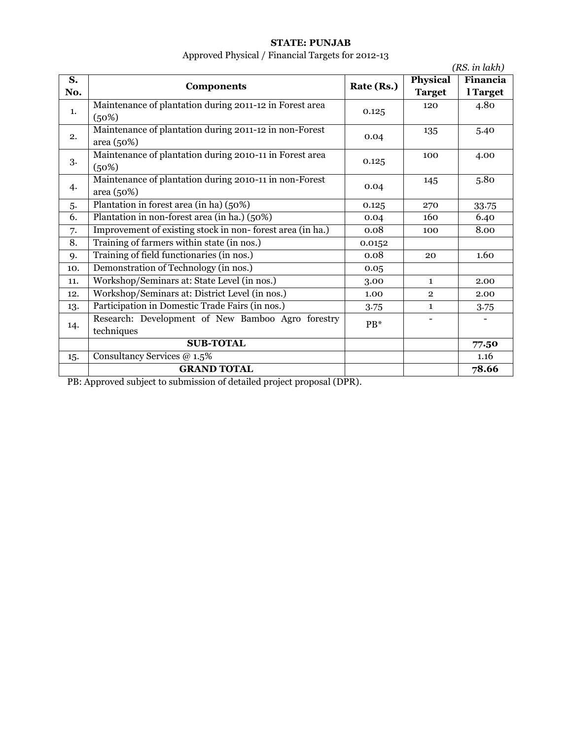**STATE: PUNJAB**

Approved Physical / Financial Targets for 2012-13

*(RS. in lakh)*

| S. No. | Components | Rate (Rs.) | Physical Target | Financial Target |
|---|---|---|---|---|
| 1. | Maintenance of plantation during 2011-12 in Forest area (50%) | 0.125 | 120 | 4.80 |
| 2. | Maintenance of plantation during 2011-12 in non-Forest area (50%) | 0.04 | 135 | 5.40 |
| 3. | Maintenance of plantation during 2010-11 in Forest area (50%) | 0.125 | 100 | 4.00 |
| 4. | Maintenance of plantation during 2010-11 in non-Forest area (50%) | 0.04 | 145 | 5.80 |
| 5. | Plantation in forest area (in ha) (50%) | 0.125 | 270 | 33.75 |
| 6. | Plantation in non-forest area (in ha.) (50%) | 0.04 | 160 | 6.40 |
| 7. | Improvement of existing stock in non- forest area (in ha.) | 0.08 | 100 | 8.00 |
| 8. | Training of farmers within state (in nos.) | 0.0152 | | |
| 9. | Training of field functionaries (in nos.) | 0.08 | 20 | 1.60 |
| 10. | Demonstration of Technology (in nos.) | 0.05 | | |
| 11. | Workshop/Seminars at: State Level (in nos.) | 3.00 | 1 | 2.00 |
| 12. | Workshop/Seminars at: District Level (in nos.) | 1.00 | 2 | 2.00 |
| 13. | Participation in Domestic Trade Fairs (in nos.) | 3.75 | 1 | 3.75 |
| 14. | Research: Development of New Bamboo Agro forestry techniques | PB* | - | - |
| | **SUB-TOTAL** | | | **77.50** |
| 15. | Consultancy Services @ 1.5% | | | 1.16 |
| | **GRAND TOTAL** | | | **78.66** |

PB: Approved subject to submission of detailed project proposal (DPR).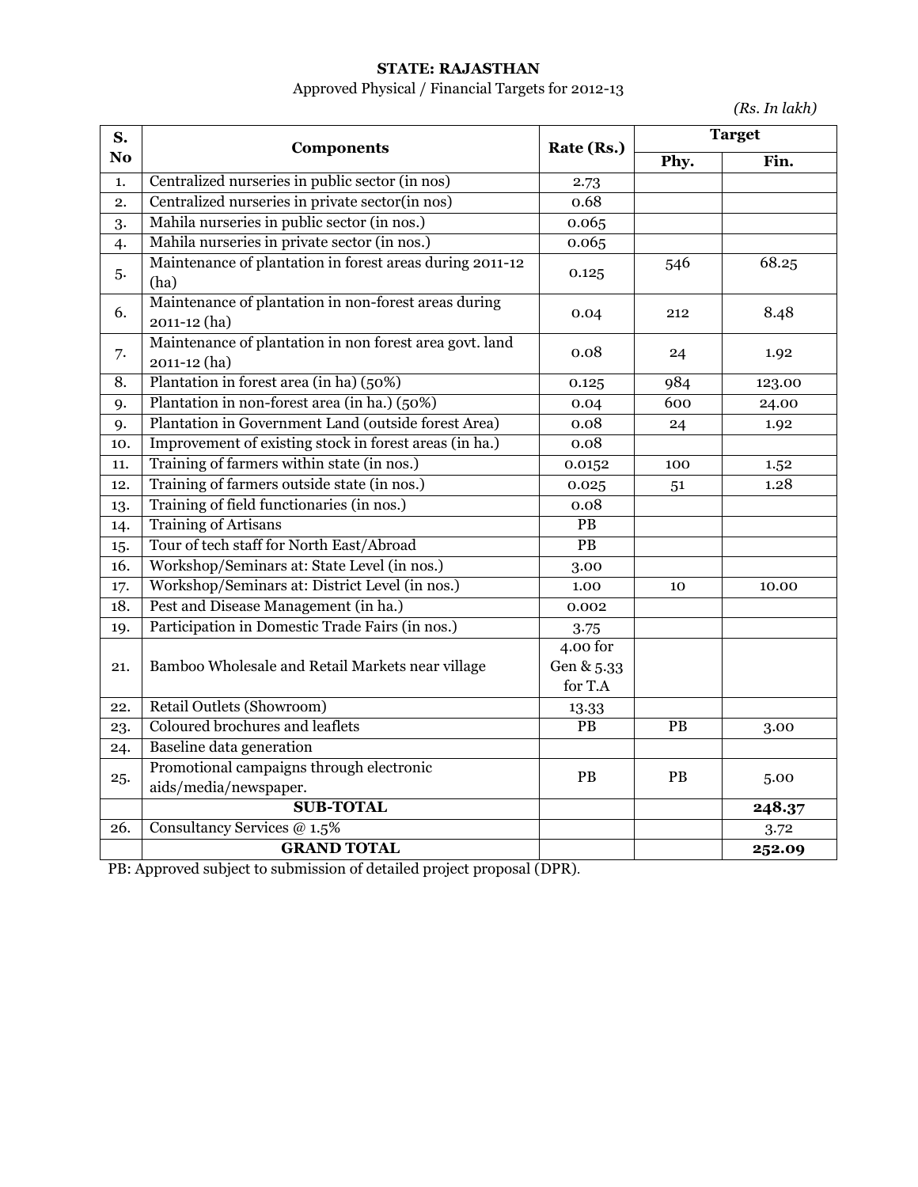**STATE: RAJASTHAN**

Approved Physical / Financial Targets for 2012-13

*(Rs. In lakh)*

| S. No | Components | Rate (Rs.) | Target | |
|---|---|---|---|---|
| | | | Phy. | Fin. |
| 1. | Centralized nurseries in public sector (in nos) | 2.73 | | |
| 2. | Centralized nurseries in private sector(in nos) | 0.68 | | |
| 3. | Mahila nurseries in public sector (in nos.) | 0.065 | | |
| 4. | Mahila nurseries in private sector (in nos.) | 0.065 | | |
| 5. | Maintenance of plantation in forest areas during 2011-12 (ha) | 0.125 | 546 | 68.25 |
| 6. | Maintenance of plantation in non-forest areas during 2011-12 (ha) | 0.04 | 212 | 8.48 |
| 7. | Maintenance of plantation in non forest area govt. land 2011-12 (ha) | 0.08 | 24 | 1.92 |
| 8. | Plantation in forest area (in ha) (50%) | 0.125 | 984 | 123.00 |
| 9. | Plantation in non-forest area (in ha.) (50%) | 0.04 | 600 | 24.00 |
| 9. | Plantation in Government Land (outside forest Area) | 0.08 | 24 | 1.92 |
| 10. | Improvement of existing stock in forest areas (in ha.) | 0.08 | | |
| 11. | Training of farmers within state (in nos.) | 0.0152 | 100 | 1.52 |
| 12. | Training of farmers outside state (in nos.) | 0.025 | 51 | 1.28 |
| 13. | Training of field functionaries (in nos.) | 0.08 | | |
| 14. | Training of Artisans | PB | | |
| 15. | Tour of tech staff for North East/Abroad | PB | | |
| 16. | Workshop/Seminars at: State Level (in nos.) | 3.00 | | |
| 17. | Workshop/Seminars at: District Level (in nos.) | 1.00 | 10 | 10.00 |
| 18. | Pest and Disease Management (in ha.) | 0.002 | | |
| 19. | Participation in Domestic Trade Fairs (in nos.) | 3.75 | | |
| 21. | Bamboo Wholesale and Retail Markets near village | 4.00 for Gen & 5.33 for T.A | | |
| 22. | Retail Outlets (Showroom) | 13.33 | | |
| 23. | Coloured brochures and leaflets | PB | PB | 3.00 |
| 24. | Baseline data generation | | | |
| 25. | Promotional campaigns through electronic aids/media/newspaper. | PB | PB | 5.00 |
| | **SUB-TOTAL** | | | **248.37** |
| 26. | Consultancy Services @ 1.5% | | | 3.72 |
| | **GRAND TOTAL** | | | **252.09** |

PB: Approved subject to submission of detailed project proposal (DPR).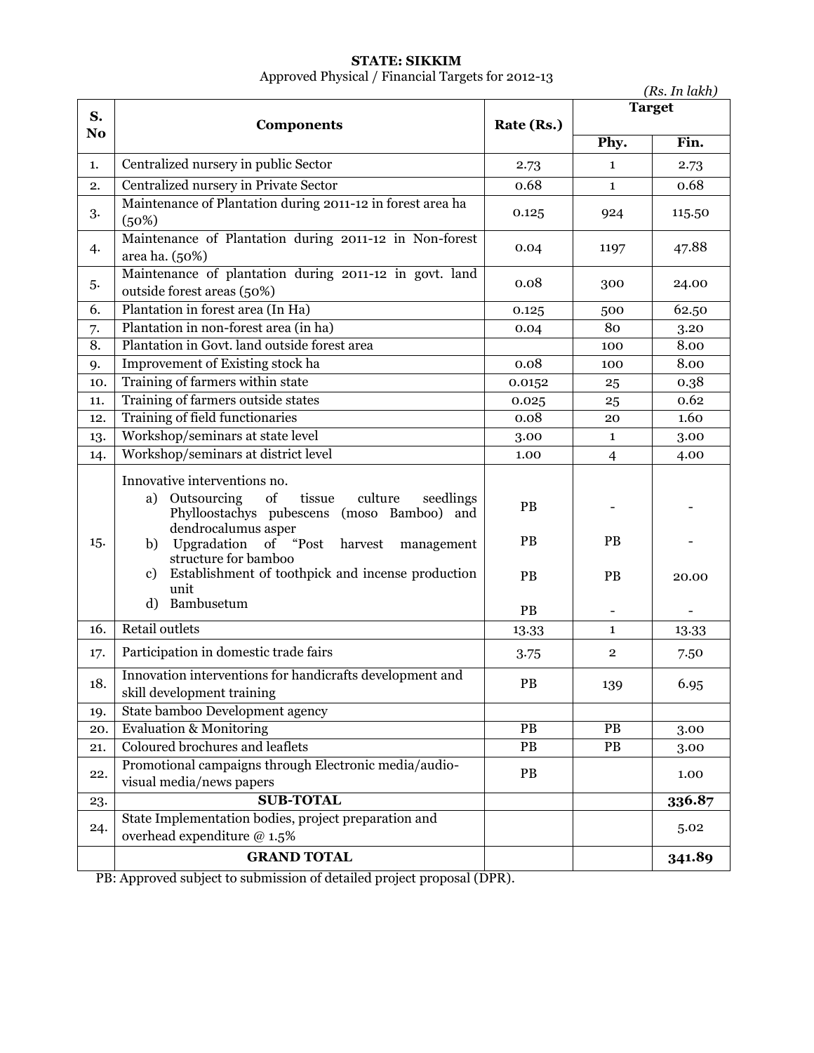**STATE: SIKKIM**

Approved Physical / Financial Targets for 2012-13

*(Rs. In lakh)*

| S. No | Components | Rate (Rs.) | Target | |
|---|---|---|---|---|
| | | | Phy. | Fin. |
| 1. | Centralized nursery in public Sector | 2.73 | 1 | 2.73 |
| 2. | Centralized nursery in Private Sector | 0.68 | 1 | 0.68 |
| 3. | Maintenance of Plantation during 2011-12 in forest area ha (50%) | 0.125 | 924 | 115.50 |
| 4. | Maintenance of Plantation during 2011-12 in Non-forest area ha. (50%) | 0.04 | 1197 | 47.88 |
| 5. | Maintenance of plantation during 2011-12 in govt. land outside forest areas (50%) | 0.08 | 300 | 24.00 |
| 6. | Plantation in forest area (In Ha) | 0.125 | 500 | 62.50 |
| 7. | Plantation in non-forest area (in ha) | 0.04 | 80 | 3.20 |
| 8. | Plantation in Govt. land outside forest area | | 100 | 8.00 |
| 9. | Improvement of Existing stock ha | 0.08 | 100 | 8.00 |
| 10. | Training of farmers within state | 0.0152 | 25 | 0.38 |
| 11. | Training of farmers outside states | 0.025 | 25 | 0.62 |
| 12. | Training of field functionaries | 0.08 | 20 | 1.60 |
| 13. | Workshop/seminars at state level | 3.00 | 1 | 3.00 |
| 14. | Workshop/seminars at district level | 1.00 | 4 | 4.00 |
| 15. | Innovative interventions no. a) Outsourcing of tissue culture seedlings Phylloostachys pubescens (moso Bamboo) and dendrocalumus asper b) Upgradation of "Post harvest management structure for bamboo c) Establishment of toothpick and incense production unit d) Bambusetum | PB PB PB PB | - PB PB - | - - 20.00 - |
| 16. | Retail outlets | 13.33 | 1 | 13.33 |
| 17. | Participation in domestic trade fairs | 3.75 | 2 | 7.50 |
| 18. | Innovation interventions for handicrafts development and skill development training | PB | 139 | 6.95 |
| 19. | State bamboo Development agency | | | |
| 20. | Evaluation & Monitoring | PB | PB | 3.00 |
| 21. | Coloured brochures and leaflets | PB | PB | 3.00 |
| 22. | Promotional campaigns through Electronic media/audio-visual media/news papers | PB | | 1.00 |
| 23. | **SUB-TOTAL** | | | **336.87** |
| 24. | State Implementation bodies, project preparation and overhead expenditure @ 1.5% | | | 5.02 |
| | **GRAND TOTAL** | | | **341.89** |

PB: Approved subject to submission of detailed project proposal (DPR).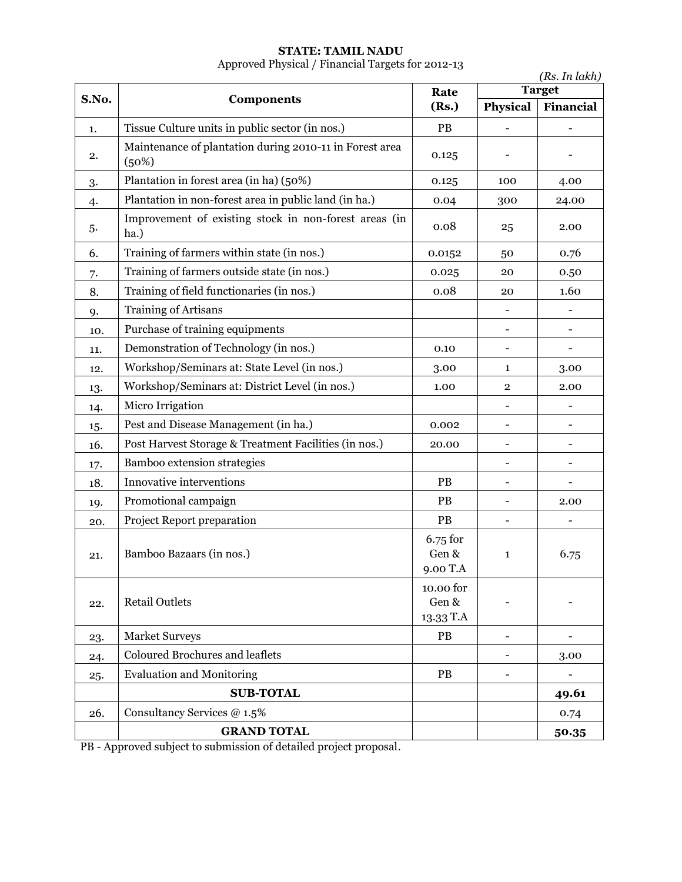**STATE: TAMIL NADU**

Approved Physical / Financial Targets for 2012-13

*(Rs. In lakh)*

| S.No. | Components | Rate (Rs.) | Target | |
|---|---|---|---|---|
| | | | Physical | Financial |
| 1. | Tissue Culture units in public sector (in nos.) | PB | - | - |
| 2. | Maintenance of plantation during 2010-11 in Forest area (50%) | 0.125 | - | - |
| 3. | Plantation in forest area (in ha) (50%) | 0.125 | 100 | 4.00 |
| 4. | Plantation in non-forest area in public land (in ha.) | 0.04 | 300 | 24.00 |
| 5. | Improvement of existing stock in non-forest areas (in ha.) | 0.08 | 25 | 2.00 |
| 6. | Training of farmers within state (in nos.) | 0.0152 | 50 | 0.76 |
| 7. | Training of farmers outside state (in nos.) | 0.025 | 20 | 0.50 |
| 8. | Training of field functionaries (in nos.) | 0.08 | 20 | 1.60 |
| 9. | Training of Artisans | | - | - |
| 10. | Purchase of training equipments | | - | - |
| 11. | Demonstration of Technology (in nos.) | 0.10 | - | - |
| 12. | Workshop/Seminars at: State Level (in nos.) | 3.00 | 1 | 3.00 |
| 13. | Workshop/Seminars at: District Level (in nos.) | 1.00 | 2 | 2.00 |
| 14. | Micro Irrigation | | - | - |
| 15. | Pest and Disease Management (in ha.) | 0.002 | - | - |
| 16. | Post Harvest Storage & Treatment Facilities (in nos.) | 20.00 | - | - |
| 17. | Bamboo extension strategies | | - | - |
| 18. | Innovative interventions | PB | - | - |
| 19. | Promotional campaign | PB | - | 2.00 |
| 20. | Project Report preparation | PB | - | - |
| 21. | Bamboo Bazaars (in nos.) | 6.75 for Gen & 9.00 T.A | 1 | 6.75 |
| 22. | Retail Outlets | 10.00 for Gen & 13.33 T.A | - | - |
| 23. | Market Surveys | PB | - | - |
| 24. | Coloured Brochures and leaflets | | - | 3.00 |
| 25. | Evaluation and Monitoring | PB | - | - |
| | **SUB-TOTAL** | | | **49.61** |
| 26. | Consultancy Services @ 1.5% | | | 0.74 |
| | **GRAND TOTAL** | | | **50.35** |

PB - Approved subject to submission of detailed project proposal.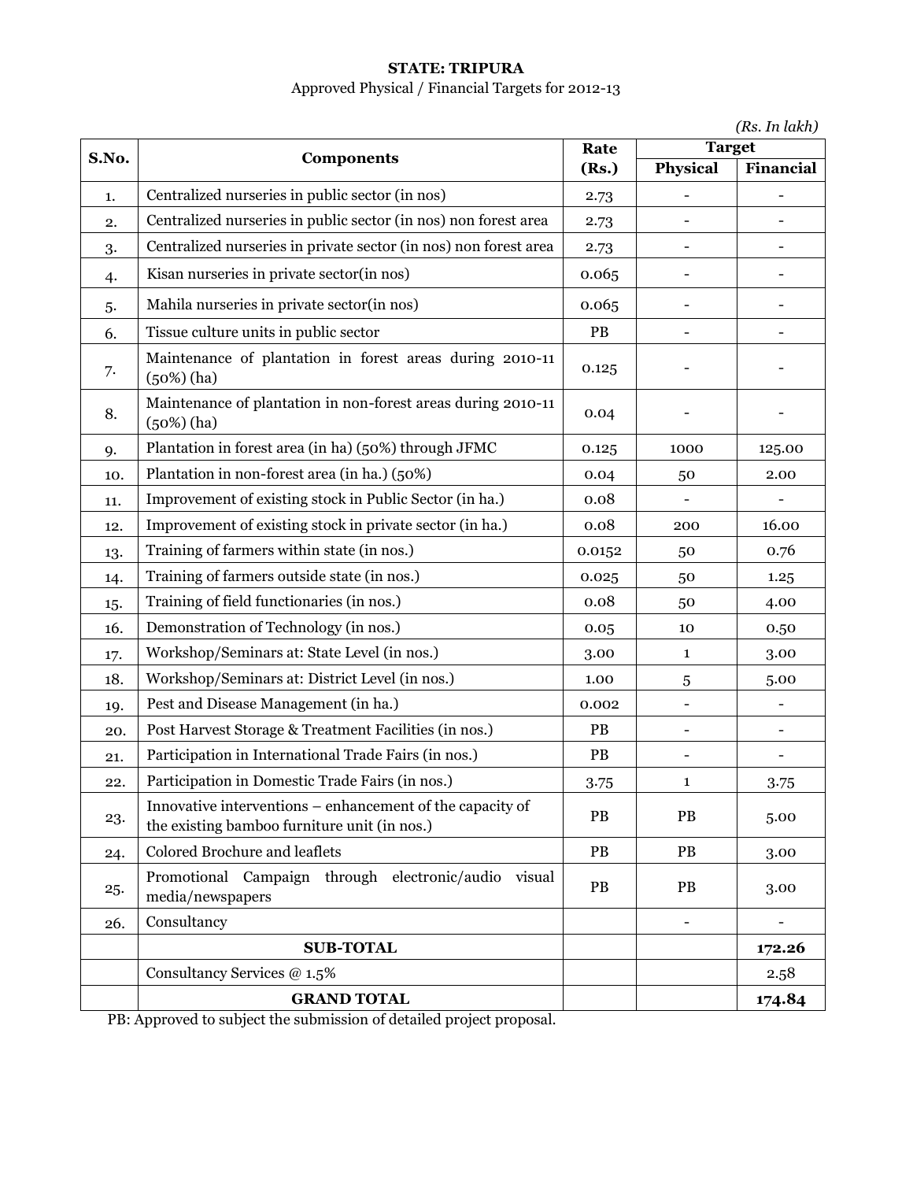**STATE: TRIPURA**

Approved Physical / Financial Targets for 2012-13

*(Rs. In lakh)*

| S.No. | Components | Rate (Rs.) | Target | |
|---|---|---|---|---|
| | | | Physical | Financial |
| 1. | Centralized nurseries in public sector (in nos) | 2.73 | - | - |
| 2. | Centralized nurseries in public sector (in nos) non forest area | 2.73 | - | - |
| 3. | Centralized nurseries in private sector (in nos) non forest area | 2.73 | - | - |
| 4. | Kisan nurseries in private sector(in nos) | 0.065 | - | - |
| 5. | Mahila nurseries in private sector(in nos) | 0.065 | - | - |
| 6. | Tissue culture units in public sector | PB | - | - |
| 7. | Maintenance of plantation in forest areas during 2010-11 (50%) (ha) | 0.125 | - | - |
| 8. | Maintenance of plantation in non-forest areas during 2010-11 (50%) (ha) | 0.04 | - | - |
| 9. | Plantation in forest area (in ha) (50%) through JFMC | 0.125 | 1000 | 125.00 |
| 10. | Plantation in non-forest area (in ha.) (50%) | 0.04 | 50 | 2.00 |
| 11. | Improvement of existing stock in Public Sector (in ha.) | 0.08 | - | - |
| 12. | Improvement of existing stock in private sector (in ha.) | 0.08 | 200 | 16.00 |
| 13. | Training of farmers within state (in nos.) | 0.0152 | 50 | 0.76 |
| 14. | Training of farmers outside state (in nos.) | 0.025 | 50 | 1.25 |
| 15. | Training of field functionaries (in nos.) | 0.08 | 50 | 4.00 |
| 16. | Demonstration of Technology (in nos.) | 0.05 | 10 | 0.50 |
| 17. | Workshop/Seminars at: State Level (in nos.) | 3.00 | 1 | 3.00 |
| 18. | Workshop/Seminars at: District Level (in nos.) | 1.00 | 5 | 5.00 |
| 19. | Pest and Disease Management (in ha.) | 0.002 | - | - |
| 20. | Post Harvest Storage & Treatment Facilities (in nos.) | PB | - | - |
| 21. | Participation in International Trade Fairs (in nos.) | PB | - | - |
| 22. | Participation in Domestic Trade Fairs (in nos.) | 3.75 | 1 | 3.75 |
| 23. | Innovative interventions – enhancement of the capacity of the existing bamboo furniture unit (in nos.) | PB | PB | 5.00 |
| 24. | Colored Brochure and leaflets | PB | PB | 3.00 |
| 25. | Promotional Campaign through electronic/audio visual media/newspapers | PB | PB | 3.00 |
| 26. | Consultancy | | - | - |
| | **SUB-TOTAL** | | | **172.26** |
| | Consultancy Services @ 1.5% | | | 2.58 |
| | **GRAND TOTAL** | | | **174.84** |

PB: Approved to subject the submission of detailed project proposal.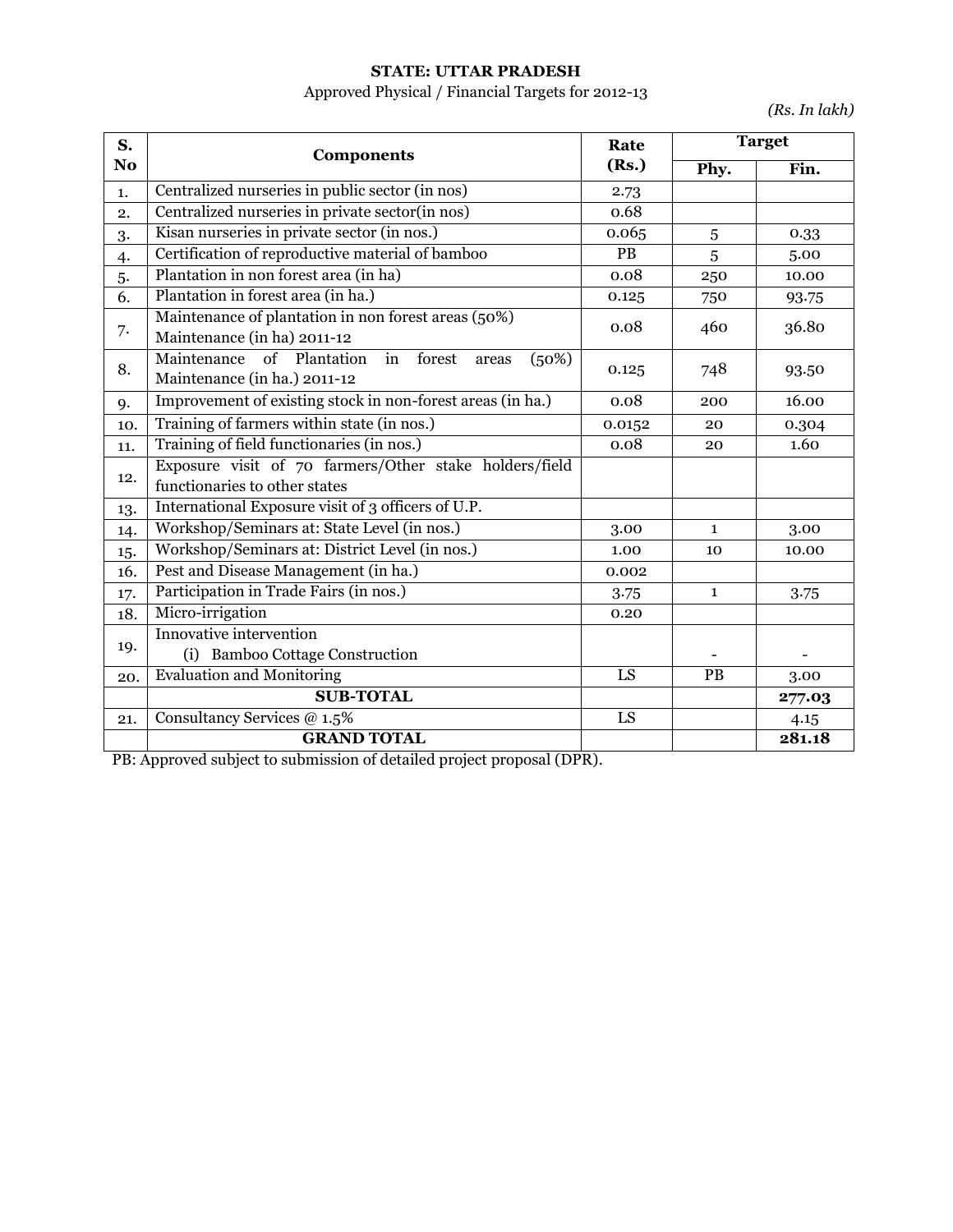**STATE: UTTAR PRADESH**

Approved Physical / Financial Targets for 2012-13

*(Rs. In lakh)*

| S. No | Components | Rate (Rs.) | Target | |
|---|---|---|---|---|
| | | | Phy. | Fin. |
| 1. | Centralized nurseries in public sector (in nos) | 2.73 | | |
| 2. | Centralized nurseries in private sector(in nos) | 0.68 | | |
| 3. | Kisan nurseries in private sector (in nos.) | 0.065 | 5 | 0.33 |
| 4. | Certification of reproductive material of bamboo | PB | 5 | 5.00 |
| 5. | Plantation in non forest area (in ha) | 0.08 | 250 | 10.00 |
| 6. | Plantation in forest area (in ha.) | 0.125 | 750 | 93.75 |
| 7. | Maintenance of plantation in non forest areas (50%) Maintenance (in ha) 2011-12 | 0.08 | 460 | 36.80 |
| 8. | Maintenance of Plantation in forest areas (50%) Maintenance (in ha.) 2011-12 | 0.125 | 748 | 93.50 |
| 9. | Improvement of existing stock in non-forest areas (in ha.) | 0.08 | 200 | 16.00 |
| 10. | Training of farmers within state (in nos.) | 0.0152 | 20 | 0.304 |
| 11. | Training of field functionaries (in nos.) | 0.08 | 20 | 1.60 |
| 12. | Exposure visit of 70 farmers/Other stake holders/field functionaries to other states | | | |
| 13. | International Exposure visit of 3 officers of U.P. | | | |
| 14. | Workshop/Seminars at: State Level (in nos.) | 3.00 | 1 | 3.00 |
| 15. | Workshop/Seminars at: District Level (in nos.) | 1.00 | 10 | 10.00 |
| 16. | Pest and Disease Management (in ha.) | 0.002 | | |
| 17. | Participation in Trade Fairs (in nos.) | 3.75 | 1 | 3.75 |
| 18. | Micro-irrigation | 0.20 | | |
| 19. | Innovative intervention (i) Bamboo Cottage Construction | | - | - |
| 20. | Evaluation and Monitoring | LS | PB | 3.00 |
| | **SUB-TOTAL** | | | **277.03** |
| 21. | Consultancy Services @ 1.5% | LS | | 4.15 |
| | **GRAND TOTAL** | | | **281.18** |

PB: Approved subject to submission of detailed project proposal (DPR).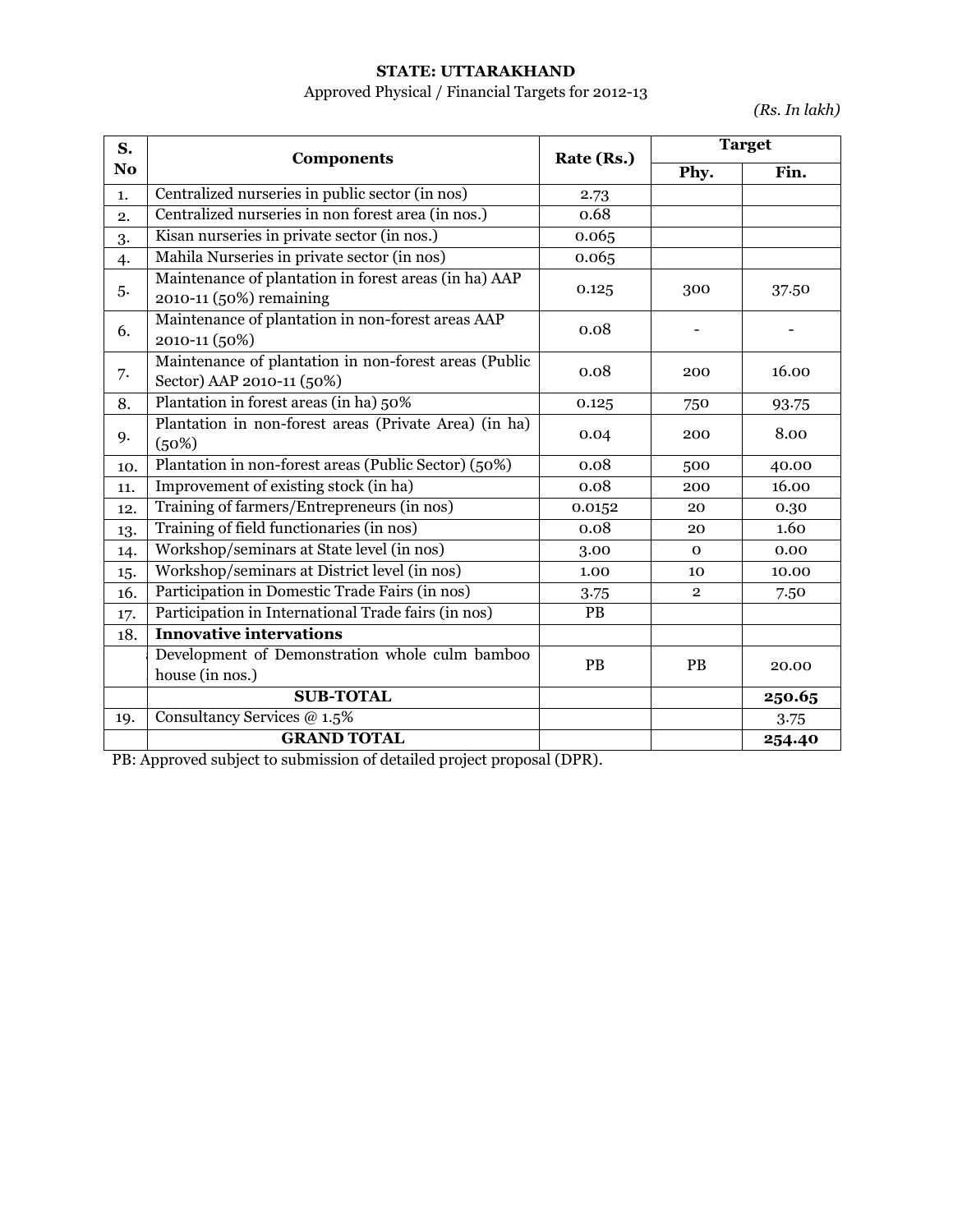**STATE: UTTARAKHAND**

Approved Physical / Financial Targets for 2012-13

*(Rs. In lakh)*

| S. No | Components | Rate (Rs.) | Target | |
|---|---|---|---|---|
| | | | Phy. | Fin. |
| 1. | Centralized nurseries in public sector (in nos) | 2.73 | | |
| 2. | Centralized nurseries in non forest area (in nos.) | 0.68 | | |
| 3. | Kisan nurseries in private sector (in nos.) | 0.065 | | |
| 4. | Mahila Nurseries in private sector (in nos) | 0.065 | | |
| 5. | Maintenance of plantation in forest areas (in ha) AAP 2010-11 (50%) remaining | 0.125 | 300 | 37.50 |
| 6. | Maintenance of plantation in non-forest areas AAP 2010-11 (50%) | 0.08 | - | - |
| 7. | Maintenance of plantation in non-forest areas (Public Sector) AAP 2010-11 (50%) | 0.08 | 200 | 16.00 |
| 8. | Plantation in forest areas (in ha) 50% | 0.125 | 750 | 93.75 |
| 9. | Plantation in non-forest areas (Private Area) (in ha) (50%) | 0.04 | 200 | 8.00 |
| 10. | Plantation in non-forest areas (Public Sector) (50%) | 0.08 | 500 | 40.00 |
| 11. | Improvement of existing stock (in ha) | 0.08 | 200 | 16.00 |
| 12. | Training of farmers/Entrepreneurs (in nos) | 0.0152 | 20 | 0.30 |
| 13. | Training of field functionaries (in nos) | 0.08 | 20 | 1.60 |
| 14. | Workshop/seminars at State level (in nos) | 3.00 | 0 | 0.00 |
| 15. | Workshop/seminars at District level (in nos) | 1.00 | 10 | 10.00 |
| 16. | Participation in Domestic Trade Fairs (in nos) | 3.75 | 2 | 7.50 |
| 17. | Participation in International Trade fairs (in nos) | PB | | |
| 18. | **Innovative intervations** | | | |
| | Development of Demonstration whole culm bamboo house (in nos.) | PB | PB | 20.00 |
| | **SUB-TOTAL** | | | **250.65** |
| 19. | Consultancy Services @ 1.5% | | | 3.75 |
| | **GRAND TOTAL** | | | **254.40** |

PB: Approved subject to submission of detailed project proposal (DPR).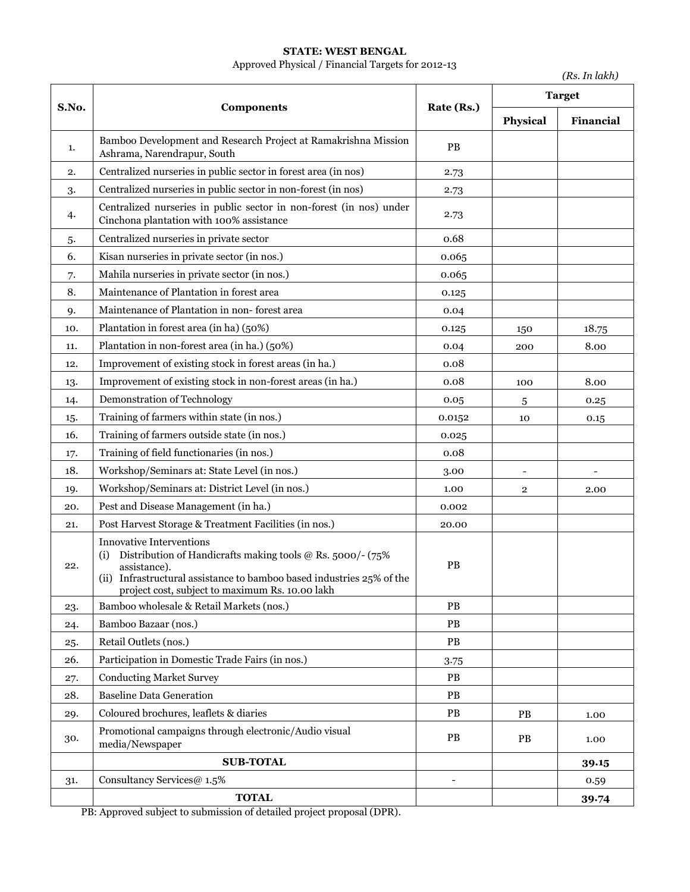**STATE: WEST BENGAL**

Approved Physical / Financial Targets for 2012-13

*(Rs. In lakh)*

| S.No. | Components | Rate (Rs.) | Target | |
|---|---|---|---|---|
| | | | Physical | Financial |
| 1. | Bamboo Development and Research Project at Ramakrishna Mission Ashrama, Narendrapur, South | PB | | |
| 2. | Centralized nurseries in public sector in forest area (in nos) | 2.73 | | |
| 3. | Centralized nurseries in public sector in non-forest (in nos) | 2.73 | | |
| 4. | Centralized nurseries in public sector in non-forest (in nos) under Cinchona plantation with 100% assistance | 2.73 | | |
| 5. | Centralized nurseries in private sector | 0.68 | | |
| 6. | Kisan nurseries in private sector (in nos.) | 0.065 | | |
| 7. | Mahila nurseries in private sector (in nos.) | 0.065 | | |
| 8. | Maintenance of Plantation in forest area | 0.125 | | |
| 9. | Maintenance of Plantation in non- forest area | 0.04 | | |
| 10. | Plantation in forest area (in ha) (50%) | 0.125 | 150 | 18.75 |
| 11. | Plantation in non-forest area (in ha.) (50%) | 0.04 | 200 | 8.00 |
| 12. | Improvement of existing stock in forest areas (in ha.) | 0.08 | | |
| 13. | Improvement of existing stock in non-forest areas (in ha.) | 0.08 | 100 | 8.00 |
| 14. | Demonstration of Technology | 0.05 | 5 | 0.25 |
| 15. | Training of farmers within state (in nos.) | 0.0152 | 10 | 0.15 |
| 16. | Training of farmers outside state (in nos.) | 0.025 | | |
| 17. | Training of field functionaries (in nos.) | 0.08 | | |
| 18. | Workshop/Seminars at: State Level (in nos.) | 3.00 | - | - |
| 19. | Workshop/Seminars at: District Level (in nos.) | 1.00 | 2 | 2.00 |
| 20. | Pest and Disease Management (in ha.) | 0.002 | | |
| 21. | Post Harvest Storage & Treatment Facilities (in nos.) | 20.00 | | |
| 22. | Innovative Interventions<br>(i) Distribution of Handicrafts making tools @ Rs. 5000/- (75% assistance).<br>(ii) Infrastructural assistance to bamboo based industries 25% of the project cost, subject to maximum Rs. 10.00 lakh | PB | | |
| 23. | Bamboo wholesale & Retail Markets (nos.) | PB | | |
| 24. | Bamboo Bazaar (nos.) | PB | | |
| 25. | Retail Outlets (nos.) | PB | | |
| 26. | Participation in Domestic Trade Fairs (in nos.) | 3.75 | | |
| 27. | Conducting Market Survey | PB | | |
| 28. | Baseline Data Generation | PB | | |
| 29. | Coloured brochures, leaflets & diaries | PB | PB | 1.00 |
| 30. | Promotional campaigns through electronic/Audio visual media/Newspaper | PB | PB | 1.00 |
| | **SUB-TOTAL** | | | **39.15** |
| 31. | Consultancy Services@ 1.5% | - | | 0.59 |
| | **TOTAL** | | | **39.74** |

PB: Approved subject to submission of detailed project proposal (DPR).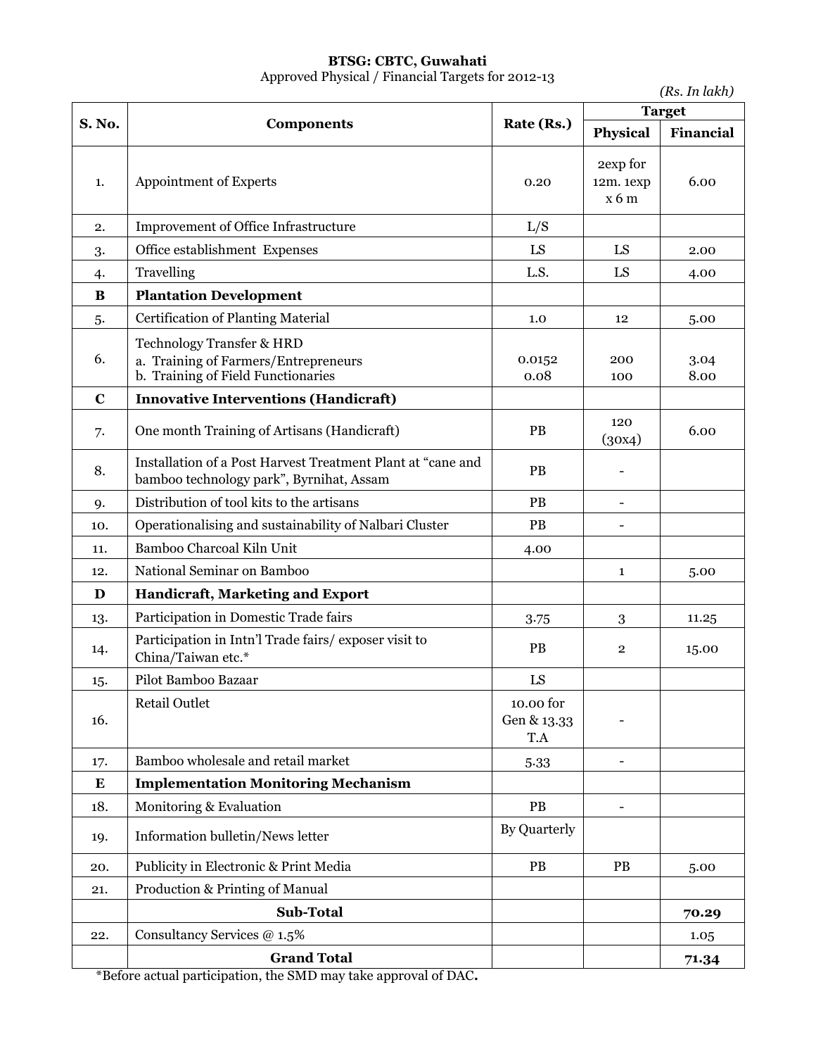**BTSG: CBTC, Guwahati**

Approved Physical / Financial Targets for 2012-13

*(Rs. In lakh)*

| S. No. | Components | Rate (Rs.) | Target | |
|---|---|---|---|---|
| | | | Physical | Financial |
| 1. | Appointment of Experts | 0.20 | 2exp for 12m. 1exp x 6 m | 6.00 |
| 2. | Improvement of Office Infrastructure | L/S | | |
| 3. | Office establishment Expenses | LS | LS | 2.00 |
| 4. | Travelling | L.S. | LS | 4.00 |
| **B** | **Plantation Development** | | | |
| 5. | Certification of Planting Material | 1.0 | 12 | 5.00 |
| 6. | Technology Transfer & HRD<br>a. Training of Farmers/Entrepreneurs<br>b. Training of Field Functionaries | <br>0.0152<br>0.08 | <br>200<br>100 | <br>3.04<br>8.00 |
| **C** | **Innovative Interventions (Handicraft)** | | | |
| 7. | One month Training of Artisans (Handicraft) | PB | 120 (30x4) | 6.00 |
| 8. | Installation of a Post Harvest Treatment Plant at "cane and bamboo technology park", Byrnihat, Assam | PB | - | |
| 9. | Distribution of tool kits to the artisans | PB | - | |
| 10. | Operationalising and sustainability of Nalbari Cluster | PB | - | |
| 11. | Bamboo Charcoal Kiln Unit | 4.00 | | |
| 12. | National Seminar on Bamboo | | 1 | 5.00 |
| **D** | **Handicraft, Marketing and Export** | | | |
| 13. | Participation in Domestic Trade fairs | 3.75 | 3 | 11.25 |
| 14. | Participation in Intn'l Trade fairs/ exposer visit to China/Taiwan etc.* | PB | 2 | 15.00 |
| 15. | Pilot Bamboo Bazaar | LS | | |
| 16. | Retail Outlet | 10.00 for Gen & 13.33 T.A | - | |
| 17. | Bamboo wholesale and retail market | 5.33 | - | |
| **E** | **Implementation Monitoring Mechanism** | | | |
| 18. | Monitoring & Evaluation | PB | - | |
| 19. | Information bulletin/News letter | By Quarterly | | |
| 20. | Publicity in Electronic & Print Media | PB | PB | 5.00 |
| 21. | Production & Printing of Manual | | | |
| | **Sub-Total** | | | **70.29** |
| 22. | Consultancy Services @ 1.5% | | | 1.05 |
| | **Grand Total** | | | **71.34** |

*Before actual participation, the SMD may take approval of DAC**.**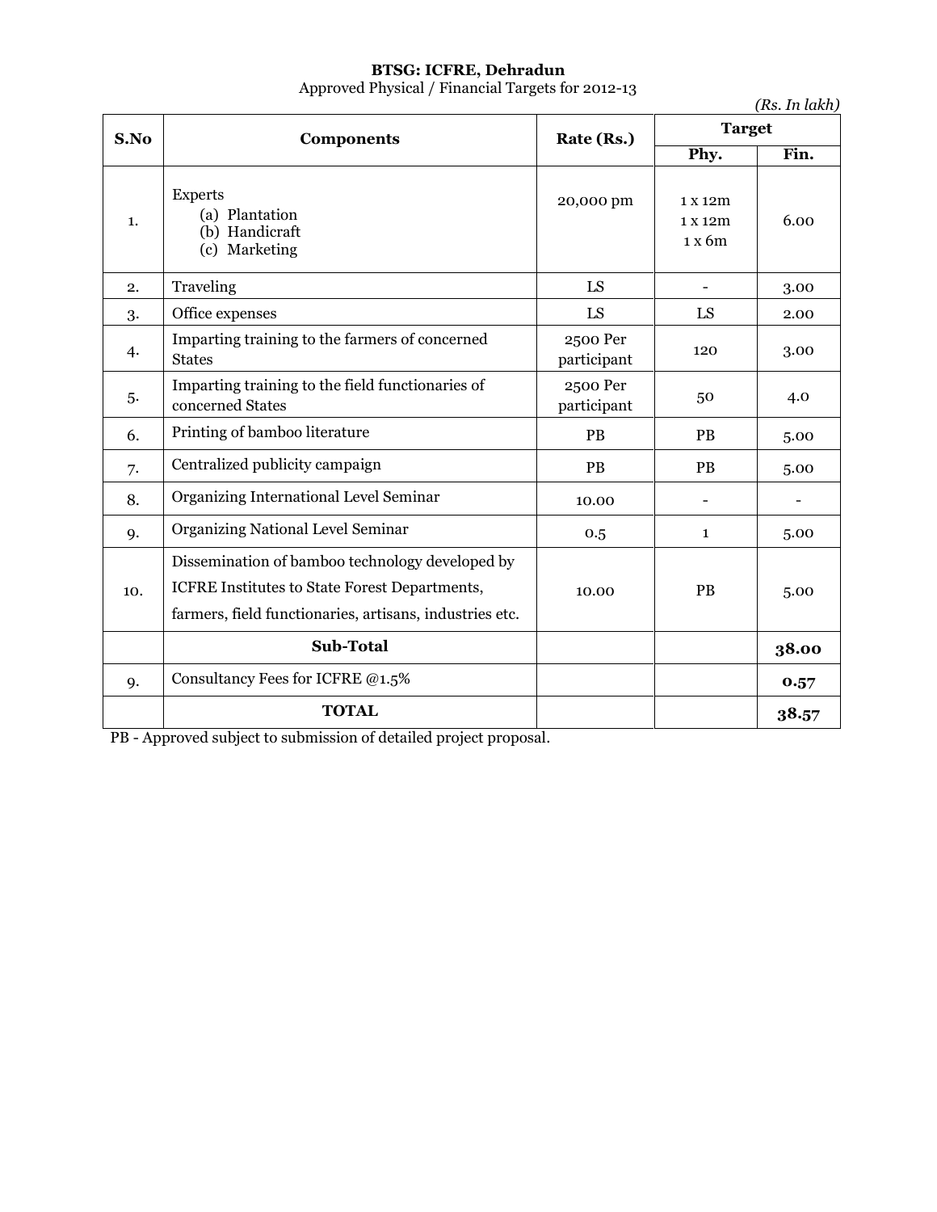**BTSG: ICFRE, Dehradun**

Approved Physical / Financial Targets for 2012-13

*(Rs. In lakh)*

| S.No | Components | Rate (Rs.) | Target | |
|---|---|---|---|---|
| | | | Phy. | Fin. |
| 1. | Experts<br>(a) Plantation<br>(b) Handicraft<br>(c) Marketing | 20,000 pm | 1 x 12m<br>1 x 12m<br>1 x 6m | 6.00 |
| 2. | Traveling | LS | - | 3.00 |
| 3. | Office expenses | LS | LS | 2.00 |
| 4. | Imparting training to the farmers of concerned States | 2500 Per participant | 120 | 3.00 |
| 5. | Imparting training to the field functionaries of concerned States | 2500 Per participant | 50 | 4.0 |
| 6. | Printing of bamboo literature | PB | PB | 5.00 |
| 7. | Centralized publicity campaign | PB | PB | 5.00 |
| 8. | Organizing International Level Seminar | 10.00 | - | - |
| 9. | Organizing National Level Seminar | 0.5 | 1 | 5.00 |
| 10. | Dissemination of bamboo technology developed by ICFRE Institutes to State Forest Departments, farmers, field functionaries, artisans, industries etc. | 10.00 | PB | 5.00 |
| | **Sub-Total** | | | **38.00** |
| 9. | Consultancy Fees for ICFRE @1.5% | | | **0.57** |
| | **TOTAL** | | | **38.57** |

PB - Approved subject to submission of detailed project proposal.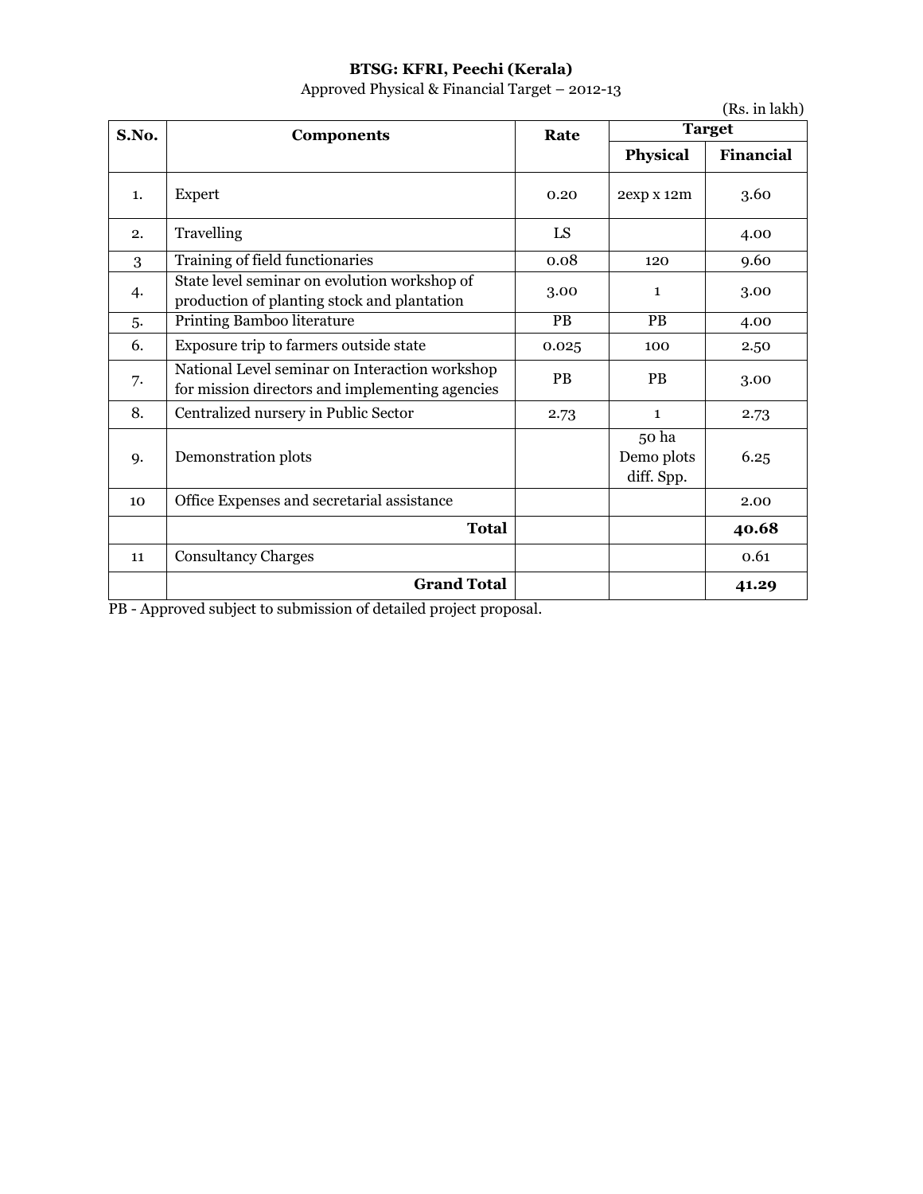**BTSG: KFRI, Peechi (Kerala)**

Approved Physical & Financial Target – 2012-13

(Rs. in lakh)

| S.No. | Components | Rate | Target | |
|---|---|---|---|---|
| | | | Physical | Financial |
| 1. | Expert | 0.20 | 2exp x 12m | 3.60 |
| 2. | Travelling | LS | | 4.00 |
| 3 | Training of field functionaries | 0.08 | 120 | 9.60 |
| 4. | State level seminar on evolution workshop of production of planting stock and plantation | 3.00 | 1 | 3.00 |
| 5. | Printing Bamboo literature | PB | PB | 4.00 |
| 6. | Exposure trip to farmers outside state | 0.025 | 100 | 2.50 |
| 7. | National Level seminar on Interaction workshop for mission directors and implementing agencies | PB | PB | 3.00 |
| 8. | Centralized nursery in Public Sector | 2.73 | 1 | 2.73 |
| 9. | Demonstration plots | | 50 ha Demo plots diff. Spp. | 6.25 |
| 10 | Office Expenses and secretarial assistance | | | 2.00 |
| | **Total** | | | **40.68** |
| 11 | Consultancy Charges | | | 0.61 |
| | **Grand Total** | | | **41.29** |

PB - Approved subject to submission of detailed project proposal.